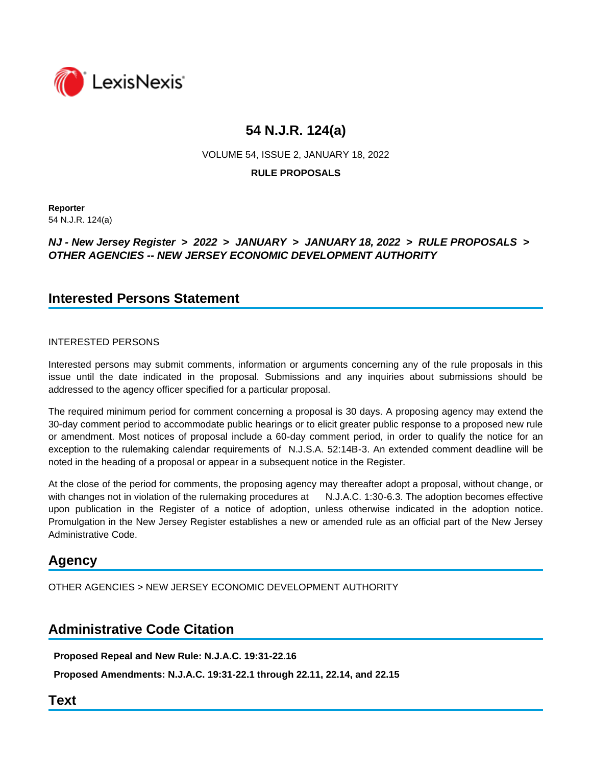# 54 N.J.R. 124(a)

VOLUME 54, ISSUE 2, JANUARY 18, 2022

**RULE PROPOSALS**

**Reporter**
54 N.J.R. 124(a)

***NJ - New Jersey Register > 2022 > JANUARY > JANUARY 18, 2022 > RULE PROPOSALS > OTHER AGENCIES -- NEW JERSEY ECONOMIC DEVELOPMENT AUTHORITY***

## Interested Persons Statement

INTERESTED PERSONS

Interested persons may submit comments, information or arguments concerning any of the rule proposals in this issue until the date indicated in the proposal. Submissions and any inquiries about submissions should be addressed to the agency officer specified for a particular proposal.

The required minimum period for comment concerning a proposal is 30 days. A proposing agency may extend the 30-day comment period to accommodate public hearings or to elicit greater public response to a proposed new rule or amendment. Most notices of proposal include a 60-day comment period, in order to qualify the notice for an exception to the rulemaking calendar requirements of N.J.S.A. 52:14B-3. An extended comment deadline will be noted in the heading of a proposal or appear in a subsequent notice in the Register.

At the close of the period for comments, the proposing agency may thereafter adopt a proposal, without change, or with changes not in violation of the rulemaking procedures at N.J.A.C. 1:30-6.3. The adoption becomes effective upon publication in the Register of a notice of adoption, unless otherwise indicated in the adoption notice. Promulgation in the New Jersey Register establishes a new or amended rule as an official part of the New Jersey Administrative Code.

## Agency

OTHER AGENCIES > NEW JERSEY ECONOMIC DEVELOPMENT AUTHORITY

## Administrative Code Citation

**Proposed Repeal and New Rule: N.J.A.C. 19:31-22.16**

**Proposed Amendments: N.J.A.C. 19:31-22.1 through 22.11, 22.14, and 22.15**

## Text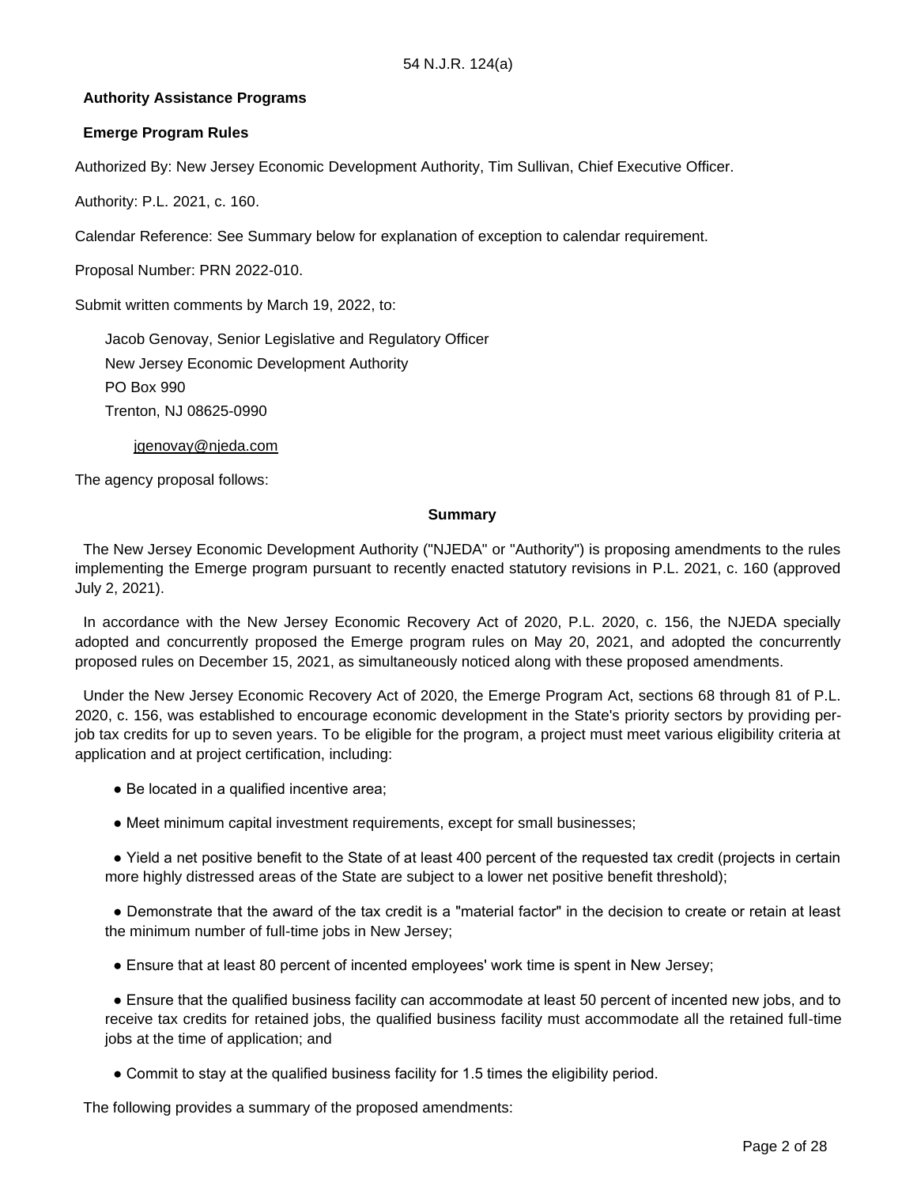54 N.J.R. 124(a)

**Authority Assistance Programs**

**Emerge Program Rules**

Authorized By: New Jersey Economic Development Authority, Tim Sullivan, Chief Executive Officer.

Authority: P.L. 2021, c. 160.

Calendar Reference: See Summary below for explanation of exception to calendar requirement.

Proposal Number: PRN 2022-010.

Submit written comments by March 19, 2022, to:

Jacob Genovay, Senior Legislative and Regulatory Officer
New Jersey Economic Development Authority
PO Box 990
Trenton, NJ 08625-0990

jgenovay@njeda.com

The agency proposal follows:

**Summary**

The New Jersey Economic Development Authority ("NJEDA" or "Authority") is proposing amendments to the rules implementing the Emerge program pursuant to recently enacted statutory revisions in P.L. 2021, c. 160 (approved July 2, 2021).

In accordance with the New Jersey Economic Recovery Act of 2020, P.L. 2020, c. 156, the NJEDA specially adopted and concurrently proposed the Emerge program rules on May 20, 2021, and adopted the concurrently proposed rules on December 15, 2021, as simultaneously noticed along with these proposed amendments.

Under the New Jersey Economic Recovery Act of 2020, the Emerge Program Act, sections 68 through 81 of P.L. 2020, c. 156, was established to encourage economic development in the State's priority sectors by providing per-job tax credits for up to seven years. To be eligible for the program, a project must meet various eligibility criteria at application and at project certification, including:

- Be located in a qualified incentive area;
- Meet minimum capital investment requirements, except for small businesses;
- Yield a net positive benefit to the State of at least 400 percent of the requested tax credit (projects in certain more highly distressed areas of the State are subject to a lower net positive benefit threshold);
- Demonstrate that the award of the tax credit is a "material factor" in the decision to create or retain at least the minimum number of full-time jobs in New Jersey;
- Ensure that at least 80 percent of incented employees' work time is spent in New Jersey;
- Ensure that the qualified business facility can accommodate at least 50 percent of incented new jobs, and to receive tax credits for retained jobs, the qualified business facility must accommodate all the retained full-time jobs at the time of application; and
- Commit to stay at the qualified business facility for 1.5 times the eligibility period.

The following provides a summary of the proposed amendments: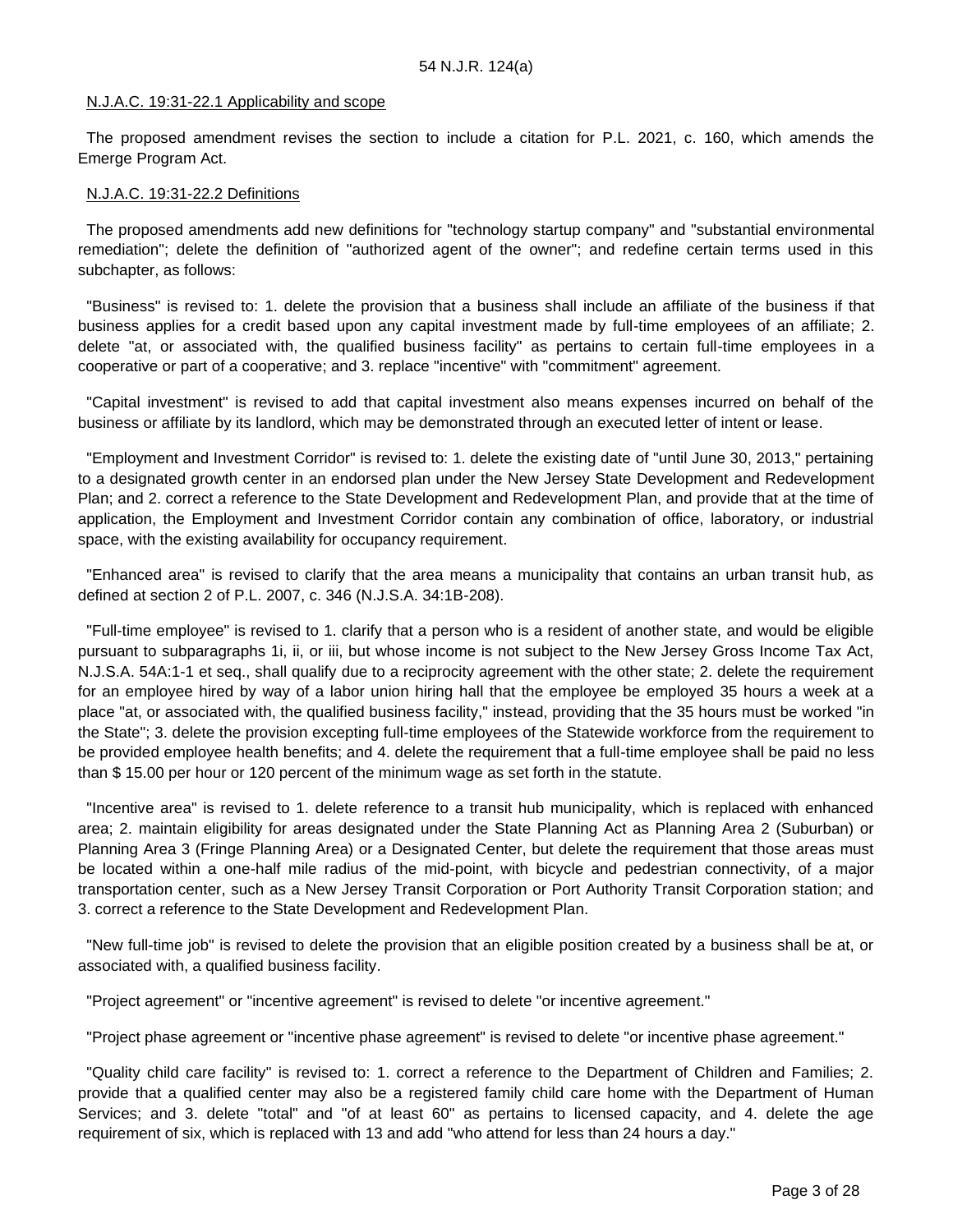54 N.J.R. 124(a)

N.J.A.C. 19:31-22.1 Applicability and scope

The proposed amendment revises the section to include a citation for P.L. 2021, c. 160, which amends the Emerge Program Act.

N.J.A.C. 19:31-22.2 Definitions

The proposed amendments add new definitions for "technology startup company" and "substantial environmental remediation"; delete the definition of "authorized agent of the owner"; and redefine certain terms used in this subchapter, as follows:

"Business" is revised to: 1. delete the provision that a business shall include an affiliate of the business if that business applies for a credit based upon any capital investment made by full-time employees of an affiliate; 2. delete "at, or associated with, the qualified business facility" as pertains to certain full-time employees in a cooperative or part of a cooperative; and 3. replace "incentive" with "commitment" agreement.

"Capital investment" is revised to add that capital investment also means expenses incurred on behalf of the business or affiliate by its landlord, which may be demonstrated through an executed letter of intent or lease.

"Employment and Investment Corridor" is revised to: 1. delete the existing date of "until June 30, 2013," pertaining to a designated growth center in an endorsed plan under the New Jersey State Development and Redevelopment Plan; and 2. correct a reference to the State Development and Redevelopment Plan, and provide that at the time of application, the Employment and Investment Corridor contain any combination of office, laboratory, or industrial space, with the existing availability for occupancy requirement.

"Enhanced area" is revised to clarify that the area means a municipality that contains an urban transit hub, as defined at section 2 of P.L. 2007, c. 346 (N.J.S.A. 34:1B-208).

"Full-time employee" is revised to 1. clarify that a person who is a resident of another state, and would be eligible pursuant to subparagraphs 1i, ii, or iii, but whose income is not subject to the New Jersey Gross Income Tax Act, N.J.S.A. 54A:1-1 et seq., shall qualify due to a reciprocity agreement with the other state; 2. delete the requirement for an employee hired by way of a labor union hiring hall that the employee be employed 35 hours a week at a place "at, or associated with, the qualified business facility," instead, providing that the 35 hours must be worked "in the State"; 3. delete the provision excepting full-time employees of the Statewide workforce from the requirement to be provided employee health benefits; and 4. delete the requirement that a full-time employee shall be paid no less than $ 15.00 per hour or 120 percent of the minimum wage as set forth in the statute.

"Incentive area" is revised to 1. delete reference to a transit hub municipality, which is replaced with enhanced area; 2. maintain eligibility for areas designated under the State Planning Act as Planning Area 2 (Suburban) or Planning Area 3 (Fringe Planning Area) or a Designated Center, but delete the requirement that those areas must be located within a one-half mile radius of the mid-point, with bicycle and pedestrian connectivity, of a major transportation center, such as a New Jersey Transit Corporation or Port Authority Transit Corporation station; and 3. correct a reference to the State Development and Redevelopment Plan.

"New full-time job" is revised to delete the provision that an eligible position created by a business shall be at, or associated with, a qualified business facility.

"Project agreement" or "incentive agreement" is revised to delete "or incentive agreement."

"Project phase agreement or "incentive phase agreement" is revised to delete "or incentive phase agreement."

"Quality child care facility" is revised to: 1. correct a reference to the Department of Children and Families; 2. provide that a qualified center may also be a registered family child care home with the Department of Human Services; and 3. delete "total" and "of at least 60" as pertains to licensed capacity, and 4. delete the age requirement of six, which is replaced with 13 and add "who attend for less than 24 hours a day."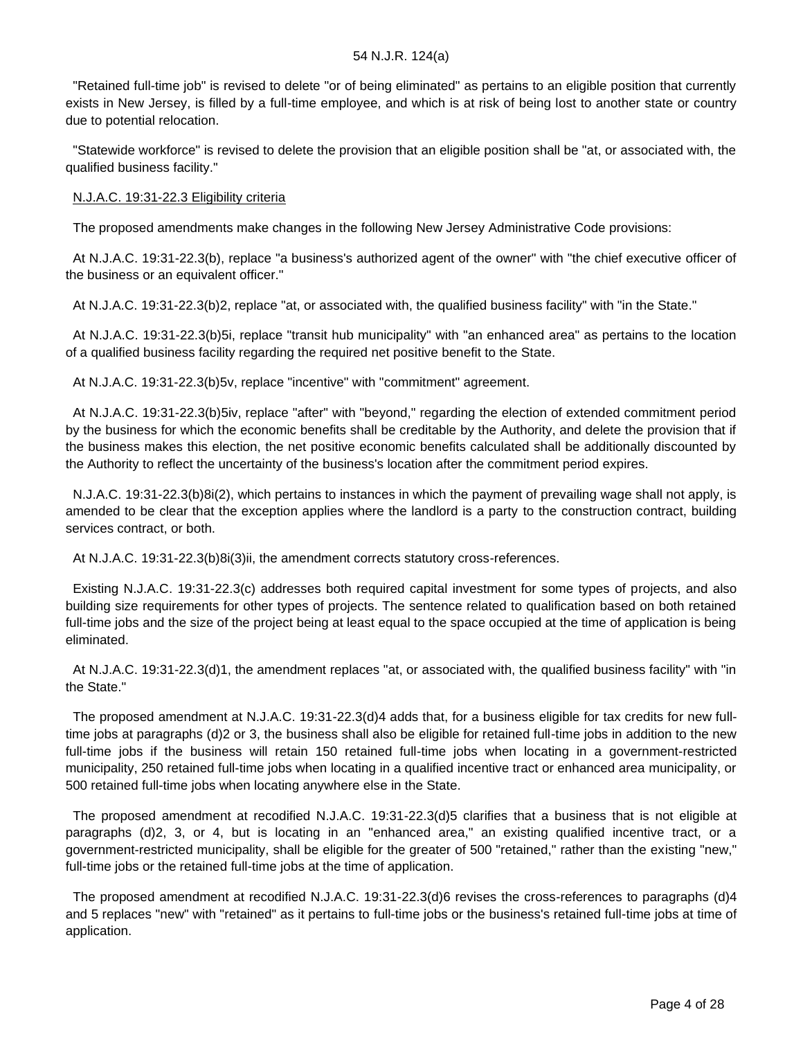"Retained full-time job" is revised to delete "or of being eliminated" as pertains to an eligible position that currently exists in New Jersey, is filled by a full-time employee, and which is at risk of being lost to another state or country due to potential relocation.

"Statewide workforce" is revised to delete the provision that an eligible position shall be "at, or associated with, the qualified business facility."

N.J.A.C. 19:31-22.3 Eligibility criteria

The proposed amendments make changes in the following New Jersey Administrative Code provisions:

At N.J.A.C. 19:31-22.3(b), replace "a business's authorized agent of the owner" with "the chief executive officer of the business or an equivalent officer."

At N.J.A.C. 19:31-22.3(b)2, replace "at, or associated with, the qualified business facility" with "in the State."

At N.J.A.C. 19:31-22.3(b)5i, replace "transit hub municipality" with "an enhanced area" as pertains to the location of a qualified business facility regarding the required net positive benefit to the State.

At N.J.A.C. 19:31-22.3(b)5v, replace "incentive" with "commitment" agreement.

At N.J.A.C. 19:31-22.3(b)5iv, replace "after" with "beyond," regarding the election of extended commitment period by the business for which the economic benefits shall be creditable by the Authority, and delete the provision that if the business makes this election, the net positive economic benefits calculated shall be additionally discounted by the Authority to reflect the uncertainty of the business's location after the commitment period expires.

N.J.A.C. 19:31-22.3(b)8i(2), which pertains to instances in which the payment of prevailing wage shall not apply, is amended to be clear that the exception applies where the landlord is a party to the construction contract, building services contract, or both.

At N.J.A.C. 19:31-22.3(b)8i(3)ii, the amendment corrects statutory cross-references.

Existing N.J.A.C. 19:31-22.3(c) addresses both required capital investment for some types of projects, and also building size requirements for other types of projects. The sentence related to qualification based on both retained full-time jobs and the size of the project being at least equal to the space occupied at the time of application is being eliminated.

At N.J.A.C. 19:31-22.3(d)1, the amendment replaces "at, or associated with, the qualified business facility" with "in the State."

The proposed amendment at N.J.A.C. 19:31-22.3(d)4 adds that, for a business eligible for tax credits for new full-time jobs at paragraphs (d)2 or 3, the business shall also be eligible for retained full-time jobs in addition to the new full-time jobs if the business will retain 150 retained full-time jobs when locating in a government-restricted municipality, 250 retained full-time jobs when locating in a qualified incentive tract or enhanced area municipality, or 500 retained full-time jobs when locating anywhere else in the State.

The proposed amendment at recodified N.J.A.C. 19:31-22.3(d)5 clarifies that a business that is not eligible at paragraphs (d)2, 3, or 4, but is locating in an "enhanced area," an existing qualified incentive tract, or a government-restricted municipality, shall be eligible for the greater of 500 "retained," rather than the existing "new," full-time jobs or the retained full-time jobs at the time of application.

The proposed amendment at recodified N.J.A.C. 19:31-22.3(d)6 revises the cross-references to paragraphs (d)4 and 5 replaces "new" with "retained" as it pertains to full-time jobs or the business's retained full-time jobs at time of application.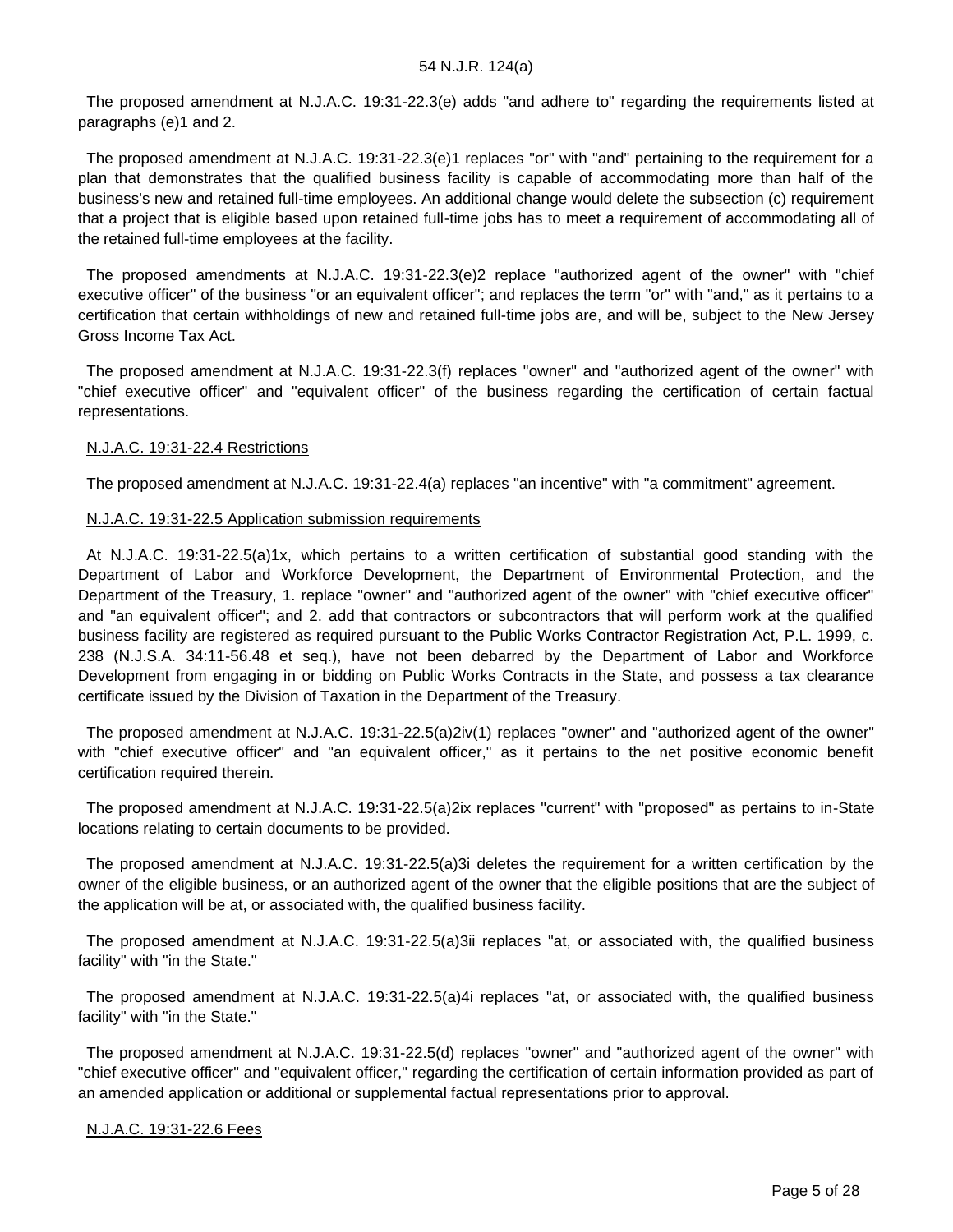The proposed amendment at N.J.A.C. 19:31-22.3(e) adds "and adhere to" regarding the requirements listed at paragraphs (e)1 and 2.

The proposed amendment at N.J.A.C. 19:31-22.3(e)1 replaces "or" with "and" pertaining to the requirement for a plan that demonstrates that the qualified business facility is capable of accommodating more than half of the business's new and retained full-time employees. An additional change would delete the subsection (c) requirement that a project that is eligible based upon retained full-time jobs has to meet a requirement of accommodating all of the retained full-time employees at the facility.

The proposed amendments at N.J.A.C. 19:31-22.3(e)2 replace "authorized agent of the owner" with "chief executive officer" of the business "or an equivalent officer"; and replaces the term "or" with "and," as it pertains to a certification that certain withholdings of new and retained full-time jobs are, and will be, subject to the New Jersey Gross Income Tax Act.

The proposed amendment at N.J.A.C. 19:31-22.3(f) replaces "owner" and "authorized agent of the owner" with "chief executive officer" and "equivalent officer" of the business regarding the certification of certain factual representations.

N.J.A.C. 19:31-22.4 Restrictions

The proposed amendment at N.J.A.C. 19:31-22.4(a) replaces "an incentive" with "a commitment" agreement.

N.J.A.C. 19:31-22.5 Application submission requirements

At N.J.A.C. 19:31-22.5(a)1x, which pertains to a written certification of substantial good standing with the Department of Labor and Workforce Development, the Department of Environmental Protection, and the Department of the Treasury, 1. replace "owner" and "authorized agent of the owner" with "chief executive officer" and "an equivalent officer"; and 2. add that contractors or subcontractors that will perform work at the qualified business facility are registered as required pursuant to the Public Works Contractor Registration Act, P.L. 1999, c. 238 (N.J.S.A. 34:11-56.48 et seq.), have not been debarred by the Department of Labor and Workforce Development from engaging in or bidding on Public Works Contracts in the State, and possess a tax clearance certificate issued by the Division of Taxation in the Department of the Treasury.

The proposed amendment at N.J.A.C. 19:31-22.5(a)2iv(1) replaces "owner" and "authorized agent of the owner" with "chief executive officer" and "an equivalent officer," as it pertains to the net positive economic benefit certification required therein.

The proposed amendment at N.J.A.C. 19:31-22.5(a)2ix replaces "current" with "proposed" as pertains to in-State locations relating to certain documents to be provided.

The proposed amendment at N.J.A.C. 19:31-22.5(a)3i deletes the requirement for a written certification by the owner of the eligible business, or an authorized agent of the owner that the eligible positions that are the subject of the application will be at, or associated with, the qualified business facility.

The proposed amendment at N.J.A.C. 19:31-22.5(a)3ii replaces "at, or associated with, the qualified business facility" with "in the State."

The proposed amendment at N.J.A.C. 19:31-22.5(a)4i replaces "at, or associated with, the qualified business facility" with "in the State."

The proposed amendment at N.J.A.C. 19:31-22.5(d) replaces "owner" and "authorized agent of the owner" with "chief executive officer" and "equivalent officer," regarding the certification of certain information provided as part of an amended application or additional or supplemental factual representations prior to approval.

N.J.A.C. 19:31-22.6 Fees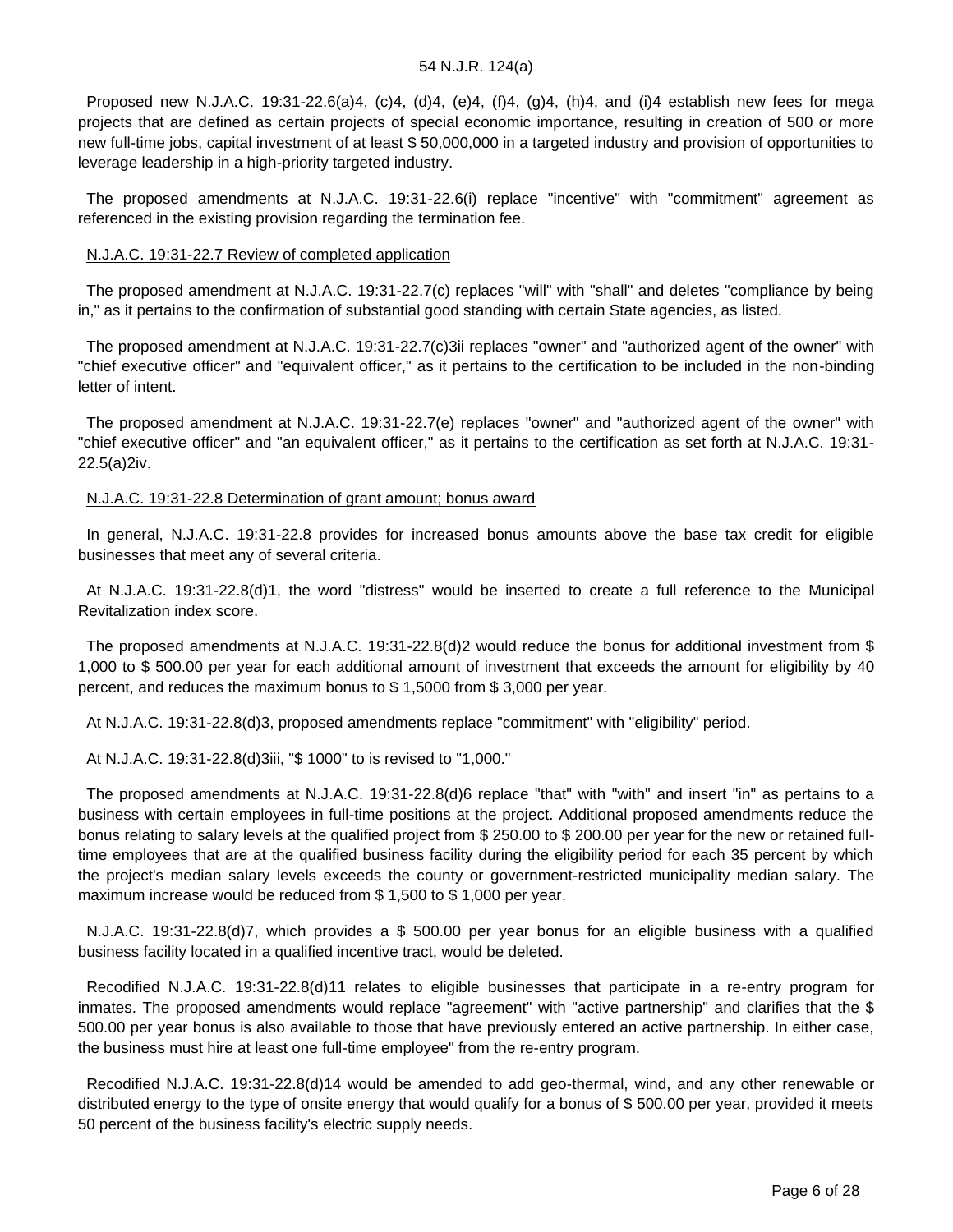Proposed new N.J.A.C. 19:31-22.6(a)4, (c)4, (d)4, (e)4, (f)4, (g)4, (h)4, and (i)4 establish new fees for mega projects that are defined as certain projects of special economic importance, resulting in creation of 500 or more new full-time jobs, capital investment of at least $ 50,000,000 in a targeted industry and provision of opportunities to leverage leadership in a high-priority targeted industry.

The proposed amendments at N.J.A.C. 19:31-22.6(i) replace "incentive" with "commitment" agreement as referenced in the existing provision regarding the termination fee.

N.J.A.C. 19:31-22.7 Review of completed application

The proposed amendment at N.J.A.C. 19:31-22.7(c) replaces "will" with "shall" and deletes "compliance by being in," as it pertains to the confirmation of substantial good standing with certain State agencies, as listed.

The proposed amendment at N.J.A.C. 19:31-22.7(c)3ii replaces "owner" and "authorized agent of the owner" with "chief executive officer" and "equivalent officer," as it pertains to the certification to be included in the non-binding letter of intent.

The proposed amendment at N.J.A.C. 19:31-22.7(e) replaces "owner" and "authorized agent of the owner" with "chief executive officer" and "an equivalent officer," as it pertains to the certification as set forth at N.J.A.C. 19:31-22.5(a)2iv.

N.J.A.C. 19:31-22.8 Determination of grant amount; bonus award

In general, N.J.A.C. 19:31-22.8 provides for increased bonus amounts above the base tax credit for eligible businesses that meet any of several criteria.

At N.J.A.C. 19:31-22.8(d)1, the word "distress" would be inserted to create a full reference to the Municipal Revitalization index score.

The proposed amendments at N.J.A.C. 19:31-22.8(d)2 would reduce the bonus for additional investment from $ 1,000 to $ 500.00 per year for each additional amount of investment that exceeds the amount for eligibility by 40 percent, and reduces the maximum bonus to $ 1,5000 from $ 3,000 per year.

At N.J.A.C. 19:31-22.8(d)3, proposed amendments replace "commitment" with "eligibility" period.

At N.J.A.C. 19:31-22.8(d)3iii, "$ 1000" to is revised to "1,000."

The proposed amendments at N.J.A.C. 19:31-22.8(d)6 replace "that" with "with" and insert "in" as pertains to a business with certain employees in full-time positions at the project. Additional proposed amendments reduce the bonus relating to salary levels at the qualified project from $ 250.00 to $ 200.00 per year for the new or retained full-time employees that are at the qualified business facility during the eligibility period for each 35 percent by which the project's median salary levels exceeds the county or government-restricted municipality median salary. The maximum increase would be reduced from $ 1,500 to $ 1,000 per year.

N.J.A.C. 19:31-22.8(d)7, which provides a $ 500.00 per year bonus for an eligible business with a qualified business facility located in a qualified incentive tract, would be deleted.

Recodified N.J.A.C. 19:31-22.8(d)11 relates to eligible businesses that participate in a re-entry program for inmates. The proposed amendments would replace "agreement" with "active partnership" and clarifies that the $ 500.00 per year bonus is also available to those that have previously entered an active partnership. In either case, the business must hire at least one full-time employee" from the re-entry program.

Recodified N.J.A.C. 19:31-22.8(d)14 would be amended to add geo-thermal, wind, and any other renewable or distributed energy to the type of onsite energy that would qualify for a bonus of $ 500.00 per year, provided it meets 50 percent of the business facility's electric supply needs.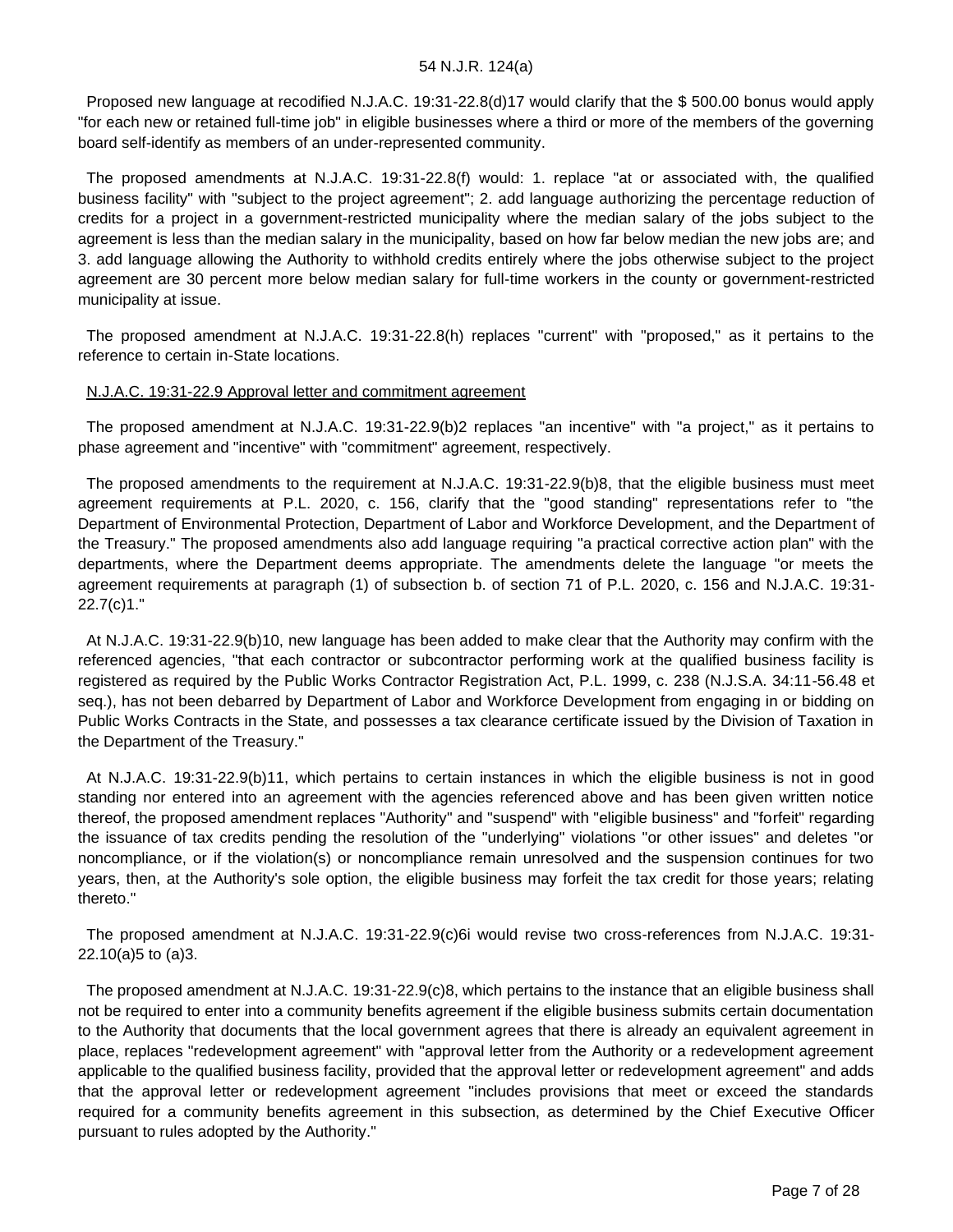Proposed new language at recodified N.J.A.C. 19:31-22.8(d)17 would clarify that the $ 500.00 bonus would apply "for each new or retained full-time job" in eligible businesses where a third or more of the members of the governing board self-identify as members of an under-represented community.

The proposed amendments at N.J.A.C. 19:31-22.8(f) would: 1. replace "at or associated with, the qualified business facility" with "subject to the project agreement"; 2. add language authorizing the percentage reduction of credits for a project in a government-restricted municipality where the median salary of the jobs subject to the agreement is less than the median salary in the municipality, based on how far below median the new jobs are; and 3. add language allowing the Authority to withhold credits entirely where the jobs otherwise subject to the project agreement are 30 percent more below median salary for full-time workers in the county or government-restricted municipality at issue.

The proposed amendment at N.J.A.C. 19:31-22.8(h) replaces "current" with "proposed," as it pertains to the reference to certain in-State locations.

N.J.A.C. 19:31-22.9 Approval letter and commitment agreement

The proposed amendment at N.J.A.C. 19:31-22.9(b)2 replaces "an incentive" with "a project," as it pertains to phase agreement and "incentive" with "commitment" agreement, respectively.

The proposed amendments to the requirement at N.J.A.C. 19:31-22.9(b)8, that the eligible business must meet agreement requirements at P.L. 2020, c. 156, clarify that the "good standing" representations refer to "the Department of Environmental Protection, Department of Labor and Workforce Development, and the Department of the Treasury." The proposed amendments also add language requiring "a practical corrective action plan" with the departments, where the Department deems appropriate. The amendments delete the language "or meets the agreement requirements at paragraph (1) of subsection b. of section 71 of P.L. 2020, c. 156 and N.J.A.C. 19:31-22.7(c)1."

At N.J.A.C. 19:31-22.9(b)10, new language has been added to make clear that the Authority may confirm with the referenced agencies, "that each contractor or subcontractor performing work at the qualified business facility is registered as required by the Public Works Contractor Registration Act, P.L. 1999, c. 238 (N.J.S.A. 34:11-56.48 et seq.), has not been debarred by Department of Labor and Workforce Development from engaging in or bidding on Public Works Contracts in the State, and possesses a tax clearance certificate issued by the Division of Taxation in the Department of the Treasury."

At N.J.A.C. 19:31-22.9(b)11, which pertains to certain instances in which the eligible business is not in good standing nor entered into an agreement with the agencies referenced above and has been given written notice thereof, the proposed amendment replaces "Authority" and "suspend" with "eligible business" and "forfeit" regarding the issuance of tax credits pending the resolution of the "underlying" violations "or other issues" and deletes "or noncompliance, or if the violation(s) or noncompliance remain unresolved and the suspension continues for two years, then, at the Authority's sole option, the eligible business may forfeit the tax credit for those years; relating thereto."

The proposed amendment at N.J.A.C. 19:31-22.9(c)6i would revise two cross-references from N.J.A.C. 19:31-22.10(a)5 to (a)3.

The proposed amendment at N.J.A.C. 19:31-22.9(c)8, which pertains to the instance that an eligible business shall not be required to enter into a community benefits agreement if the eligible business submits certain documentation to the Authority that documents that the local government agrees that there is already an equivalent agreement in place, replaces "redevelopment agreement" with "approval letter from the Authority or a redevelopment agreement applicable to the qualified business facility, provided that the approval letter or redevelopment agreement" and adds that the approval letter or redevelopment agreement "includes provisions that meet or exceed the standards required for a community benefits agreement in this subsection, as determined by the Chief Executive Officer pursuant to rules adopted by the Authority."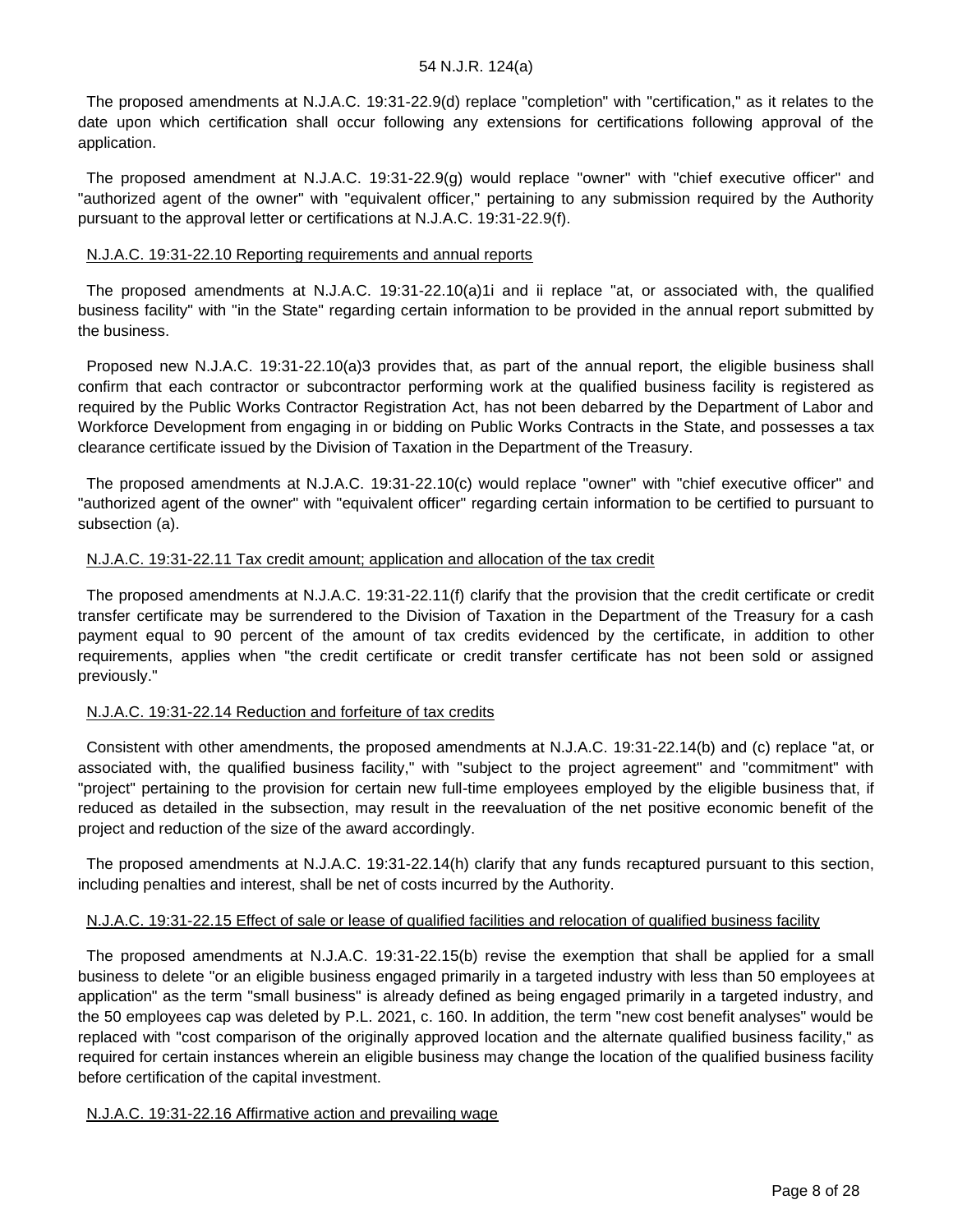The proposed amendments at N.J.A.C. 19:31-22.9(d) replace "completion" with "certification," as it relates to the date upon which certification shall occur following any extensions for certifications following approval of the application.

The proposed amendment at N.J.A.C. 19:31-22.9(g) would replace "owner" with "chief executive officer" and "authorized agent of the owner" with "equivalent officer," pertaining to any submission required by the Authority pursuant to the approval letter or certifications at N.J.A.C. 19:31-22.9(f).

N.J.A.C. 19:31-22.10 Reporting requirements and annual reports

The proposed amendments at N.J.A.C. 19:31-22.10(a)1i and ii replace "at, or associated with, the qualified business facility" with "in the State" regarding certain information to be provided in the annual report submitted by the business.

Proposed new N.J.A.C. 19:31-22.10(a)3 provides that, as part of the annual report, the eligible business shall confirm that each contractor or subcontractor performing work at the qualified business facility is registered as required by the Public Works Contractor Registration Act, has not been debarred by the Department of Labor and Workforce Development from engaging in or bidding on Public Works Contracts in the State, and possesses a tax clearance certificate issued by the Division of Taxation in the Department of the Treasury.

The proposed amendments at N.J.A.C. 19:31-22.10(c) would replace "owner" with "chief executive officer" and "authorized agent of the owner" with "equivalent officer" regarding certain information to be certified to pursuant to subsection (a).

N.J.A.C. 19:31-22.11 Tax credit amount; application and allocation of the tax credit

The proposed amendments at N.J.A.C. 19:31-22.11(f) clarify that the provision that the credit certificate or credit transfer certificate may be surrendered to the Division of Taxation in the Department of the Treasury for a cash payment equal to 90 percent of the amount of tax credits evidenced by the certificate, in addition to other requirements, applies when "the credit certificate or credit transfer certificate has not been sold or assigned previously."

N.J.A.C. 19:31-22.14 Reduction and forfeiture of tax credits

Consistent with other amendments, the proposed amendments at N.J.A.C. 19:31-22.14(b) and (c) replace "at, or associated with, the qualified business facility," with "subject to the project agreement" and "commitment" with "project" pertaining to the provision for certain new full-time employees employed by the eligible business that, if reduced as detailed in the subsection, may result in the reevaluation of the net positive economic benefit of the project and reduction of the size of the award accordingly.

The proposed amendments at N.J.A.C. 19:31-22.14(h) clarify that any funds recaptured pursuant to this section, including penalties and interest, shall be net of costs incurred by the Authority.

N.J.A.C. 19:31-22.15 Effect of sale or lease of qualified facilities and relocation of qualified business facility

The proposed amendments at N.J.A.C. 19:31-22.15(b) revise the exemption that shall be applied for a small business to delete "or an eligible business engaged primarily in a targeted industry with less than 50 employees at application" as the term "small business" is already defined as being engaged primarily in a targeted industry, and the 50 employees cap was deleted by P.L. 2021, c. 160. In addition, the term "new cost benefit analyses" would be replaced with "cost comparison of the originally approved location and the alternate qualified business facility," as required for certain instances wherein an eligible business may change the location of the qualified business facility before certification of the capital investment.

N.J.A.C. 19:31-22.16 Affirmative action and prevailing wage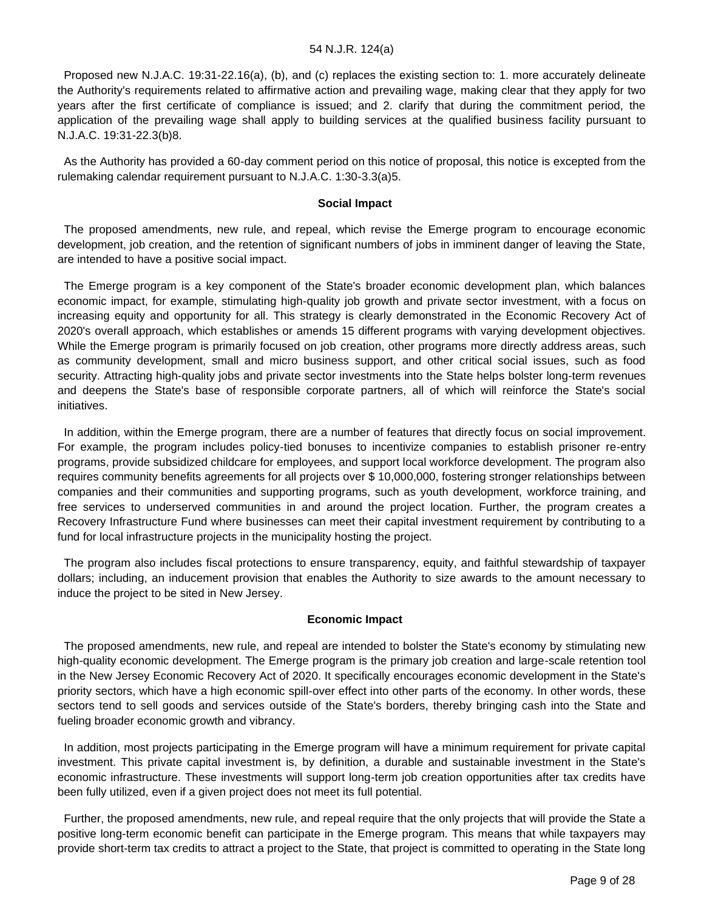Proposed new N.J.A.C. 19:31-22.16(a), (b), and (c) replaces the existing section to: 1. more accurately delineate the Authority's requirements related to affirmative action and prevailing wage, making clear that they apply for two years after the first certificate of compliance is issued; and 2. clarify that during the commitment period, the application of the prevailing wage shall apply to building services at the qualified business facility pursuant to N.J.A.C. 19:31-22.3(b)8.

As the Authority has provided a 60-day comment period on this notice of proposal, this notice is excepted from the rulemaking calendar requirement pursuant to N.J.A.C. 1:30-3.3(a)5.

### Social Impact

The proposed amendments, new rule, and repeal, which revise the Emerge program to encourage economic development, job creation, and the retention of significant numbers of jobs in imminent danger of leaving the State, are intended to have a positive social impact.

The Emerge program is a key component of the State's broader economic development plan, which balances economic impact, for example, stimulating high-quality job growth and private sector investment, with a focus on increasing equity and opportunity for all. This strategy is clearly demonstrated in the Economic Recovery Act of 2020's overall approach, which establishes or amends 15 different programs with varying development objectives. While the Emerge program is primarily focused on job creation, other programs more directly address areas, such as community development, small and micro business support, and other critical social issues, such as food security. Attracting high-quality jobs and private sector investments into the State helps bolster long-term revenues and deepens the State's base of responsible corporate partners, all of which will reinforce the State's social initiatives.

In addition, within the Emerge program, there are a number of features that directly focus on social improvement. For example, the program includes policy-tied bonuses to incentivize companies to establish prisoner re-entry programs, provide subsidized childcare for employees, and support local workforce development. The program also requires community benefits agreements for all projects over $ 10,000,000, fostering stronger relationships between companies and their communities and supporting programs, such as youth development, workforce training, and free services to underserved communities in and around the project location. Further, the program creates a Recovery Infrastructure Fund where businesses can meet their capital investment requirement by contributing to a fund for local infrastructure projects in the municipality hosting the project.

The program also includes fiscal protections to ensure transparency, equity, and faithful stewardship of taxpayer dollars; including, an inducement provision that enables the Authority to size awards to the amount necessary to induce the project to be sited in New Jersey.

### Economic Impact

The proposed amendments, new rule, and repeal are intended to bolster the State's economy by stimulating new high-quality economic development. The Emerge program is the primary job creation and large-scale retention tool in the New Jersey Economic Recovery Act of 2020. It specifically encourages economic development in the State's priority sectors, which have a high economic spill-over effect into other parts of the economy. In other words, these sectors tend to sell goods and services outside of the State's borders, thereby bringing cash into the State and fueling broader economic growth and vibrancy.

In addition, most projects participating in the Emerge program will have a minimum requirement for private capital investment. This private capital investment is, by definition, a durable and sustainable investment in the State's economic infrastructure. These investments will support long-term job creation opportunities after tax credits have been fully utilized, even if a given project does not meet its full potential.

Further, the proposed amendments, new rule, and repeal require that the only projects that will provide the State a positive long-term economic benefit can participate in the Emerge program. This means that while taxpayers may provide short-term tax credits to attract a project to the State, that project is committed to operating in the State long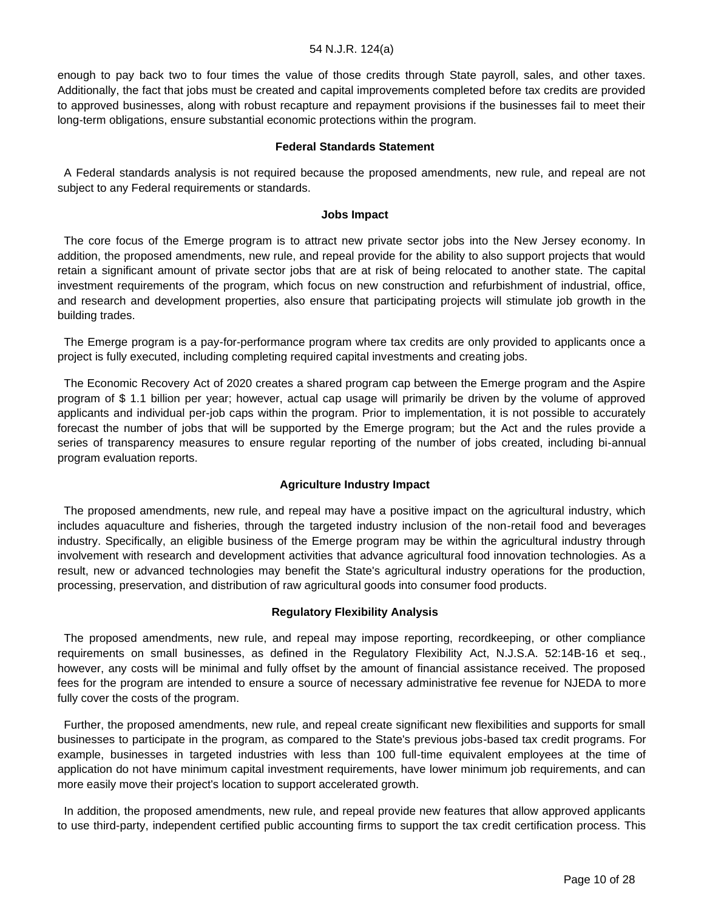enough to pay back two to four times the value of those credits through State payroll, sales, and other taxes. Additionally, the fact that jobs must be created and capital improvements completed before tax credits are provided to approved businesses, along with robust recapture and repayment provisions if the businesses fail to meet their long-term obligations, ensure substantial economic protections within the program.

### Federal Standards Statement

A Federal standards analysis is not required because the proposed amendments, new rule, and repeal are not subject to any Federal requirements or standards.

### Jobs Impact

The core focus of the Emerge program is to attract new private sector jobs into the New Jersey economy. In addition, the proposed amendments, new rule, and repeal provide for the ability to also support projects that would retain a significant amount of private sector jobs that are at risk of being relocated to another state. The capital investment requirements of the program, which focus on new construction and refurbishment of industrial, office, and research and development properties, also ensure that participating projects will stimulate job growth in the building trades.

The Emerge program is a pay-for-performance program where tax credits are only provided to applicants once a project is fully executed, including completing required capital investments and creating jobs.

The Economic Recovery Act of 2020 creates a shared program cap between the Emerge program and the Aspire program of $ 1.1 billion per year; however, actual cap usage will primarily be driven by the volume of approved applicants and individual per-job caps within the program. Prior to implementation, it is not possible to accurately forecast the number of jobs that will be supported by the Emerge program; but the Act and the rules provide a series of transparency measures to ensure regular reporting of the number of jobs created, including bi-annual program evaluation reports.

### Agriculture Industry Impact

The proposed amendments, new rule, and repeal may have a positive impact on the agricultural industry, which includes aquaculture and fisheries, through the targeted industry inclusion of the non-retail food and beverages industry. Specifically, an eligible business of the Emerge program may be within the agricultural industry through involvement with research and development activities that advance agricultural food innovation technologies. As a result, new or advanced technologies may benefit the State's agricultural industry operations for the production, processing, preservation, and distribution of raw agricultural goods into consumer food products.

### Regulatory Flexibility Analysis

The proposed amendments, new rule, and repeal may impose reporting, recordkeeping, or other compliance requirements on small businesses, as defined in the Regulatory Flexibility Act, N.J.S.A. 52:14B-16 et seq., however, any costs will be minimal and fully offset by the amount of financial assistance received. The proposed fees for the program are intended to ensure a source of necessary administrative fee revenue for NJEDA to more fully cover the costs of the program.

Further, the proposed amendments, new rule, and repeal create significant new flexibilities and supports for small businesses to participate in the program, as compared to the State's previous jobs-based tax credit programs. For example, businesses in targeted industries with less than 100 full-time equivalent employees at the time of application do not have minimum capital investment requirements, have lower minimum job requirements, and can more easily move their project's location to support accelerated growth.

In addition, the proposed amendments, new rule, and repeal provide new features that allow approved applicants to use third-party, independent certified public accounting firms to support the tax credit certification process. This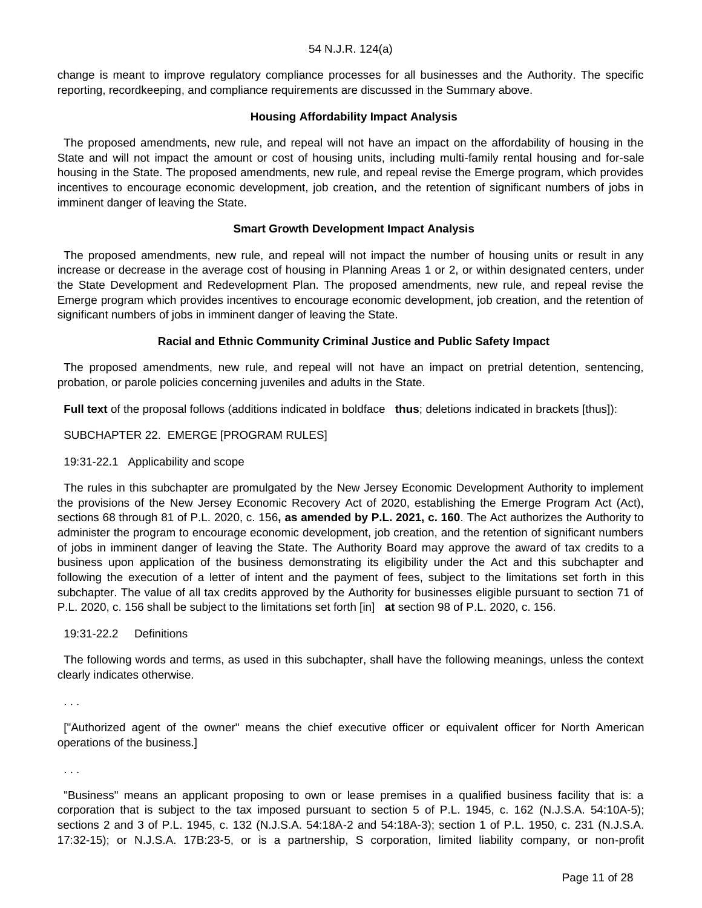change is meant to improve regulatory compliance processes for all businesses and the Authority. The specific reporting, recordkeeping, and compliance requirements are discussed in the Summary above.

### Housing Affordability Impact Analysis

The proposed amendments, new rule, and repeal will not have an impact on the affordability of housing in the State and will not impact the amount or cost of housing units, including multi-family rental housing and for-sale housing in the State. The proposed amendments, new rule, and repeal revise the Emerge program, which provides incentives to encourage economic development, job creation, and the retention of significant numbers of jobs in imminent danger of leaving the State.

### Smart Growth Development Impact Analysis

The proposed amendments, new rule, and repeal will not impact the number of housing units or result in any increase or decrease in the average cost of housing in Planning Areas 1 or 2, or within designated centers, under the State Development and Redevelopment Plan. The proposed amendments, new rule, and repeal revise the Emerge program which provides incentives to encourage economic development, job creation, and the retention of significant numbers of jobs in imminent danger of leaving the State.

### Racial and Ethnic Community Criminal Justice and Public Safety Impact

The proposed amendments, new rule, and repeal will not have an impact on pretrial detention, sentencing, probation, or parole policies concerning juveniles and adults in the State.

**Full text** of the proposal follows (additions indicated in boldface **thus**; deletions indicated in brackets [thus]):

SUBCHAPTER 22. EMERGE [PROGRAM RULES]

19:31-22.1 Applicability and scope

The rules in this subchapter are promulgated by the New Jersey Economic Development Authority to implement the provisions of the New Jersey Economic Recovery Act of 2020, establishing the Emerge Program Act (Act), sections 68 through 81 of P.L. 2020, c. 156**, as amended by P.L. 2021, c. 160**. The Act authorizes the Authority to administer the program to encourage economic development, job creation, and the retention of significant numbers of jobs in imminent danger of leaving the State. The Authority Board may approve the award of tax credits to a business upon application of the business demonstrating its eligibility under the Act and this subchapter and following the execution of a letter of intent and the payment of fees, subject to the limitations set forth in this subchapter. The value of all tax credits approved by the Authority for businesses eligible pursuant to section 71 of P.L. 2020, c. 156 shall be subject to the limitations set forth [in] **at** section 98 of P.L. 2020, c. 156.

19:31-22.2 Definitions

The following words and terms, as used in this subchapter, shall have the following meanings, unless the context clearly indicates otherwise.

. . .

["Authorized agent of the owner" means the chief executive officer or equivalent officer for North American operations of the business.]

. . .

"Business" means an applicant proposing to own or lease premises in a qualified business facility that is: a corporation that is subject to the tax imposed pursuant to section 5 of P.L. 1945, c. 162 (N.J.S.A. 54:10A-5); sections 2 and 3 of P.L. 1945, c. 132 (N.J.S.A. 54:18A-2 and 54:18A-3); section 1 of P.L. 1950, c. 231 (N.J.S.A. 17:32-15); or N.J.S.A. 17B:23-5, or is a partnership, S corporation, limited liability company, or non-profit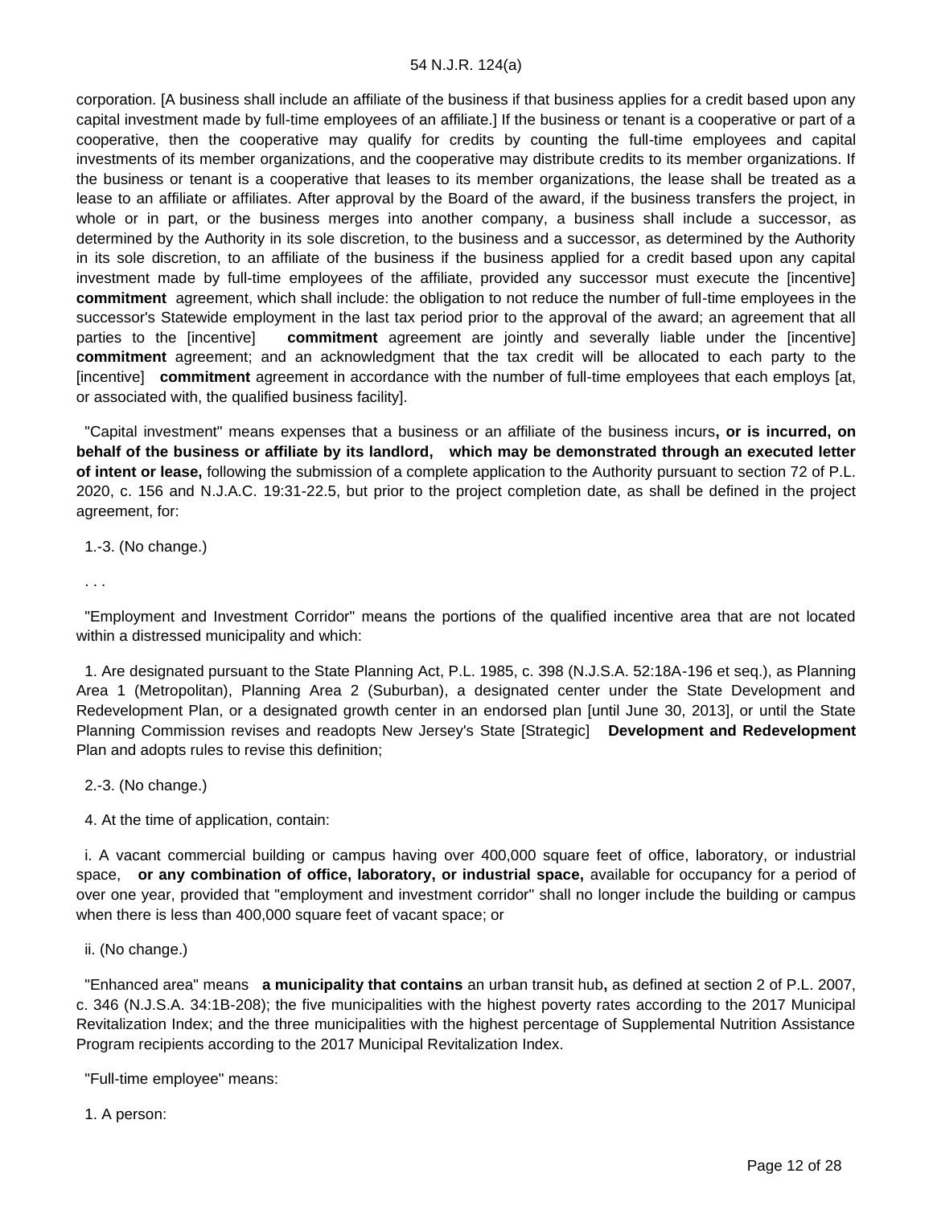corporation. [A business shall include an affiliate of the business if that business applies for a credit based upon any capital investment made by full-time employees of an affiliate.] If the business or tenant is a cooperative or part of a cooperative, then the cooperative may qualify for credits by counting the full-time employees and capital investments of its member organizations, and the cooperative may distribute credits to its member organizations. If the business or tenant is a cooperative that leases to its member organizations, the lease shall be treated as a lease to an affiliate or affiliates. After approval by the Board of the award, if the business transfers the project, in whole or in part, or the business merges into another company, a business shall include a successor, as determined by the Authority in its sole discretion, to the business and a successor, as determined by the Authority in its sole discretion, to an affiliate of the business if the business applied for a credit based upon any capital investment made by full-time employees of the affiliate, provided any successor must execute the [incentive] **commitment** agreement, which shall include: the obligation to not reduce the number of full-time employees in the successor's Statewide employment in the last tax period prior to the approval of the award; an agreement that all parties to the [incentive] **commitment** agreement are jointly and severally liable under the [incentive] **commitment** agreement; and an acknowledgment that the tax credit will be allocated to each party to the [incentive] **commitment** agreement in accordance with the number of full-time employees that each employs [at, or associated with, the qualified business facility].

"Capital investment" means expenses that a business or an affiliate of the business incurs**, or is incurred, on behalf of the business or affiliate by its landlord, which may be demonstrated through an executed letter of intent or lease,** following the submission of a complete application to the Authority pursuant to section 72 of P.L. 2020, c. 156 and N.J.A.C. 19:31-22.5, but prior to the project completion date, as shall be defined in the project agreement, for:

1.-3. (No change.)

. . .

"Employment and Investment Corridor" means the portions of the qualified incentive area that are not located within a distressed municipality and which:

1. Are designated pursuant to the State Planning Act, P.L. 1985, c. 398 (N.J.S.A. 52:18A-196 et seq.), as Planning Area 1 (Metropolitan), Planning Area 2 (Suburban), a designated center under the State Development and Redevelopment Plan, or a designated growth center in an endorsed plan [until June 30, 2013], or until the State Planning Commission revises and readopts New Jersey's State [Strategic] **Development and Redevelopment** Plan and adopts rules to revise this definition;

2.-3. (No change.)

4. At the time of application, contain:

i. A vacant commercial building or campus having over 400,000 square feet of office, laboratory, or industrial space, **or any combination of office, laboratory, or industrial space,** available for occupancy for a period of over one year, provided that "employment and investment corridor" shall no longer include the building or campus when there is less than 400,000 square feet of vacant space; or

ii. (No change.)

"Enhanced area" means **a municipality that contains** an urban transit hub**,** as defined at section 2 of P.L. 2007, c. 346 (N.J.S.A. 34:1B-208); the five municipalities with the highest poverty rates according to the 2017 Municipal Revitalization Index; and the three municipalities with the highest percentage of Supplemental Nutrition Assistance Program recipients according to the 2017 Municipal Revitalization Index.

"Full-time employee" means:

1. A person: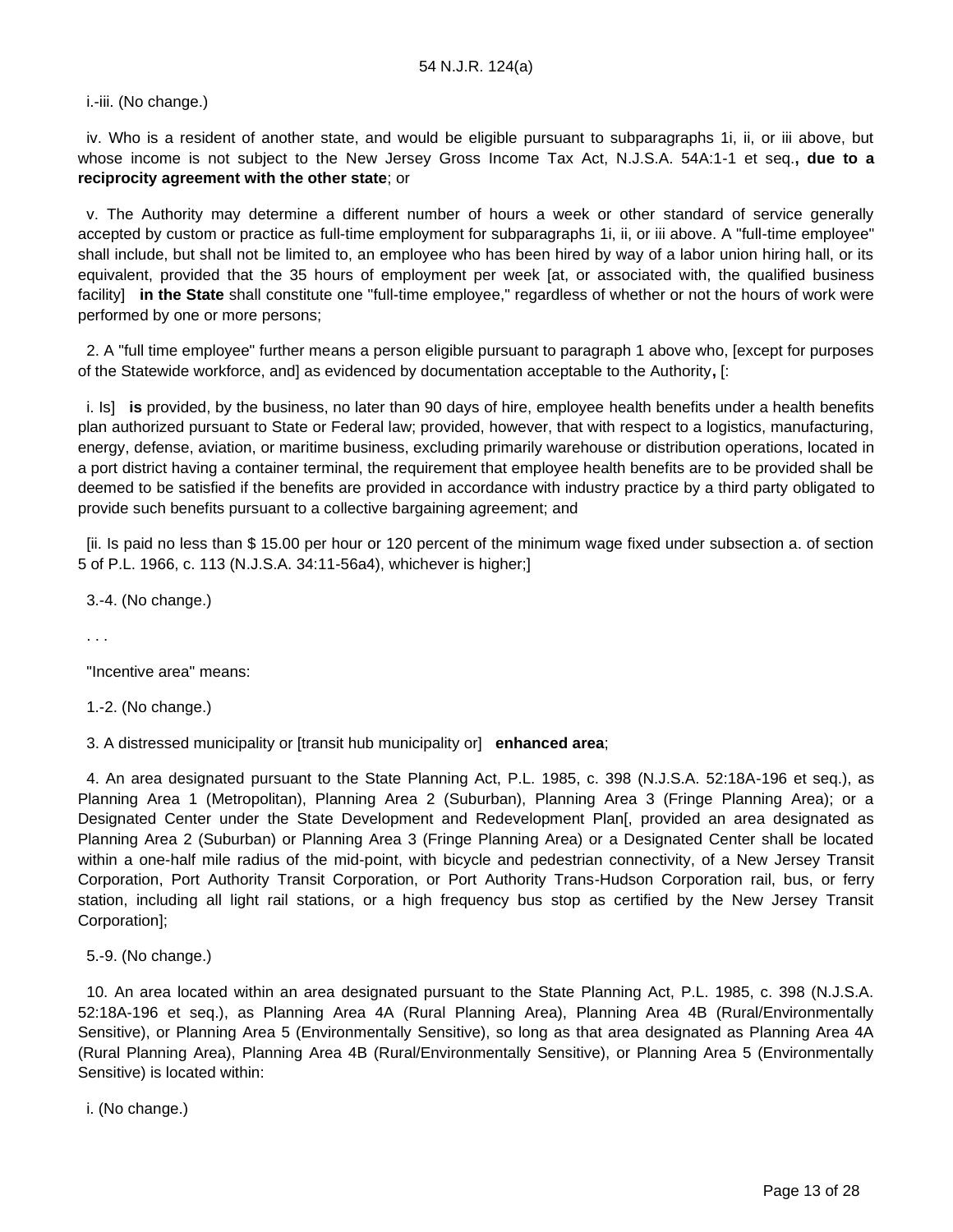i.-iii. (No change.)

iv. Who is a resident of another state, and would be eligible pursuant to subparagraphs 1i, ii, or iii above, but whose income is not subject to the New Jersey Gross Income Tax Act, N.J.S.A. 54A:1-1 et seq.**, due to a reciprocity agreement with the other state**; or

v. The Authority may determine a different number of hours a week or other standard of service generally accepted by custom or practice as full-time employment for subparagraphs 1i, ii, or iii above. A "full-time employee" shall include, but shall not be limited to, an employee who has been hired by way of a labor union hiring hall, or its equivalent, provided that the 35 hours of employment per week [at, or associated with, the qualified business facility] **in the State** shall constitute one "full-time employee," regardless of whether or not the hours of work were performed by one or more persons;

2. A "full time employee" further means a person eligible pursuant to paragraph 1 above who, [except for purposes of the Statewide workforce, and] as evidenced by documentation acceptable to the Authority**,** [:

i. Is] **is** provided, by the business, no later than 90 days of hire, employee health benefits under a health benefits plan authorized pursuant to State or Federal law; provided, however, that with respect to a logistics, manufacturing, energy, defense, aviation, or maritime business, excluding primarily warehouse or distribution operations, located in a port district having a container terminal, the requirement that employee health benefits are to be provided shall be deemed to be satisfied if the benefits are provided in accordance with industry practice by a third party obligated to provide such benefits pursuant to a collective bargaining agreement; and

[ii. Is paid no less than $ 15.00 per hour or 120 percent of the minimum wage fixed under subsection a. of section 5 of P.L. 1966, c. 113 (N.J.S.A. 34:11-56a4), whichever is higher;]

3.-4. (No change.)

. . .

"Incentive area" means:

1.-2. (No change.)

3. A distressed municipality or [transit hub municipality or] **enhanced area**;

4. An area designated pursuant to the State Planning Act, P.L. 1985, c. 398 (N.J.S.A. 52:18A-196 et seq.), as Planning Area 1 (Metropolitan), Planning Area 2 (Suburban), Planning Area 3 (Fringe Planning Area); or a Designated Center under the State Development and Redevelopment Plan[, provided an area designated as Planning Area 2 (Suburban) or Planning Area 3 (Fringe Planning Area) or a Designated Center shall be located within a one-half mile radius of the mid-point, with bicycle and pedestrian connectivity, of a New Jersey Transit Corporation, Port Authority Transit Corporation, or Port Authority Trans-Hudson Corporation rail, bus, or ferry station, including all light rail stations, or a high frequency bus stop as certified by the New Jersey Transit Corporation];

5.-9. (No change.)

10. An area located within an area designated pursuant to the State Planning Act, P.L. 1985, c. 398 (N.J.S.A. 52:18A-196 et seq.), as Planning Area 4A (Rural Planning Area), Planning Area 4B (Rural/Environmentally Sensitive), or Planning Area 5 (Environmentally Sensitive), so long as that area designated as Planning Area 4A (Rural Planning Area), Planning Area 4B (Rural/Environmentally Sensitive), or Planning Area 5 (Environmentally Sensitive) is located within:

i. (No change.)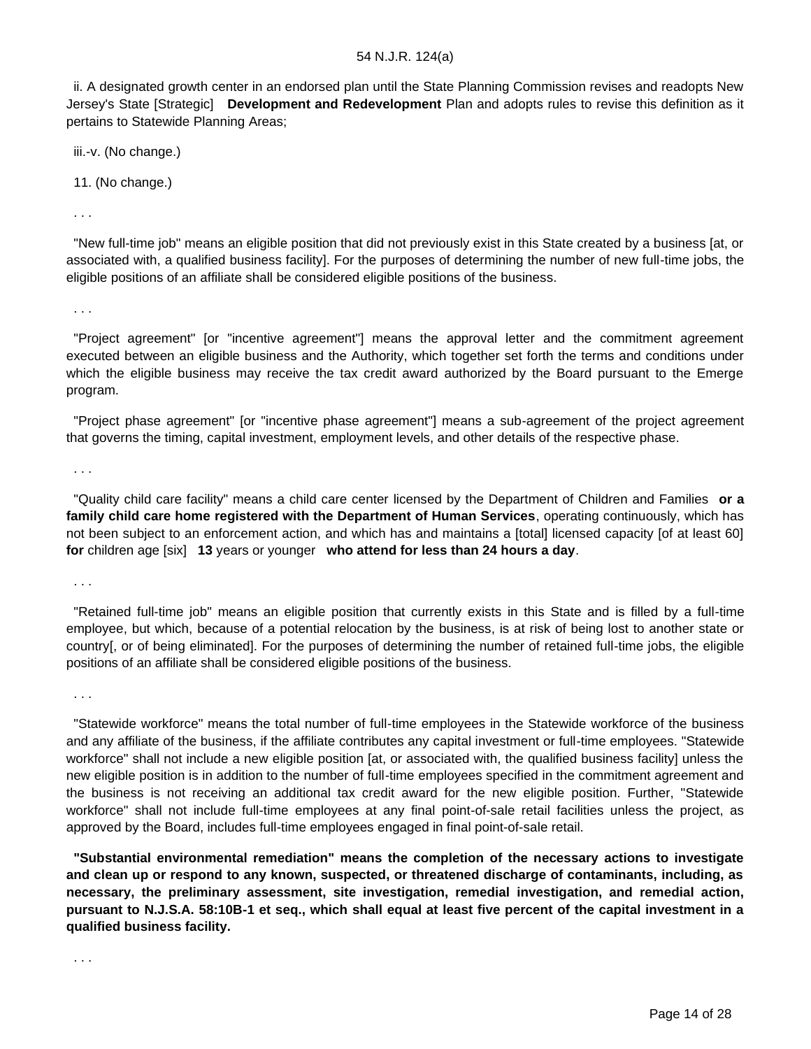ii. A designated growth center in an endorsed plan until the State Planning Commission revises and readopts New Jersey's State [Strategic] **Development and Redevelopment** Plan and adopts rules to revise this definition as it pertains to Statewide Planning Areas;

iii.-v. (No change.)

11. (No change.)

. . .

"New full-time job" means an eligible position that did not previously exist in this State created by a business [at, or associated with, a qualified business facility]. For the purposes of determining the number of new full-time jobs, the eligible positions of an affiliate shall be considered eligible positions of the business.

. . .

"Project agreement" [or "incentive agreement"] means the approval letter and the commitment agreement executed between an eligible business and the Authority, which together set forth the terms and conditions under which the eligible business may receive the tax credit award authorized by the Board pursuant to the Emerge program.

"Project phase agreement" [or "incentive phase agreement"] means a sub-agreement of the project agreement that governs the timing, capital investment, employment levels, and other details of the respective phase.

. . .

"Quality child care facility" means a child care center licensed by the Department of Children and Families **or a family child care home registered with the Department of Human Services**, operating continuously, which has not been subject to an enforcement action, and which has and maintains a [total] licensed capacity [of at least 60] **for** children age [six] **13** years or younger **who attend for less than 24 hours a day**.

. . .

"Retained full-time job" means an eligible position that currently exists in this State and is filled by a full-time employee, but which, because of a potential relocation by the business, is at risk of being lost to another state or country[, or of being eliminated]. For the purposes of determining the number of retained full-time jobs, the eligible positions of an affiliate shall be considered eligible positions of the business.

. . .

"Statewide workforce" means the total number of full-time employees in the Statewide workforce of the business and any affiliate of the business, if the affiliate contributes any capital investment or full-time employees. "Statewide workforce" shall not include a new eligible position [at, or associated with, the qualified business facility] unless the new eligible position is in addition to the number of full-time employees specified in the commitment agreement and the business is not receiving an additional tax credit award for the new eligible position. Further, "Statewide workforce" shall not include full-time employees at any final point-of-sale retail facilities unless the project, as approved by the Board, includes full-time employees engaged in final point-of-sale retail.

**"Substantial environmental remediation" means the completion of the necessary actions to investigate and clean up or respond to any known, suspected, or threatened discharge of contaminants, including, as necessary, the preliminary assessment, site investigation, remedial investigation, and remedial action, pursuant to N.J.S.A. 58:10B-1 et seq., which shall equal at least five percent of the capital investment in a qualified business facility.**

. . .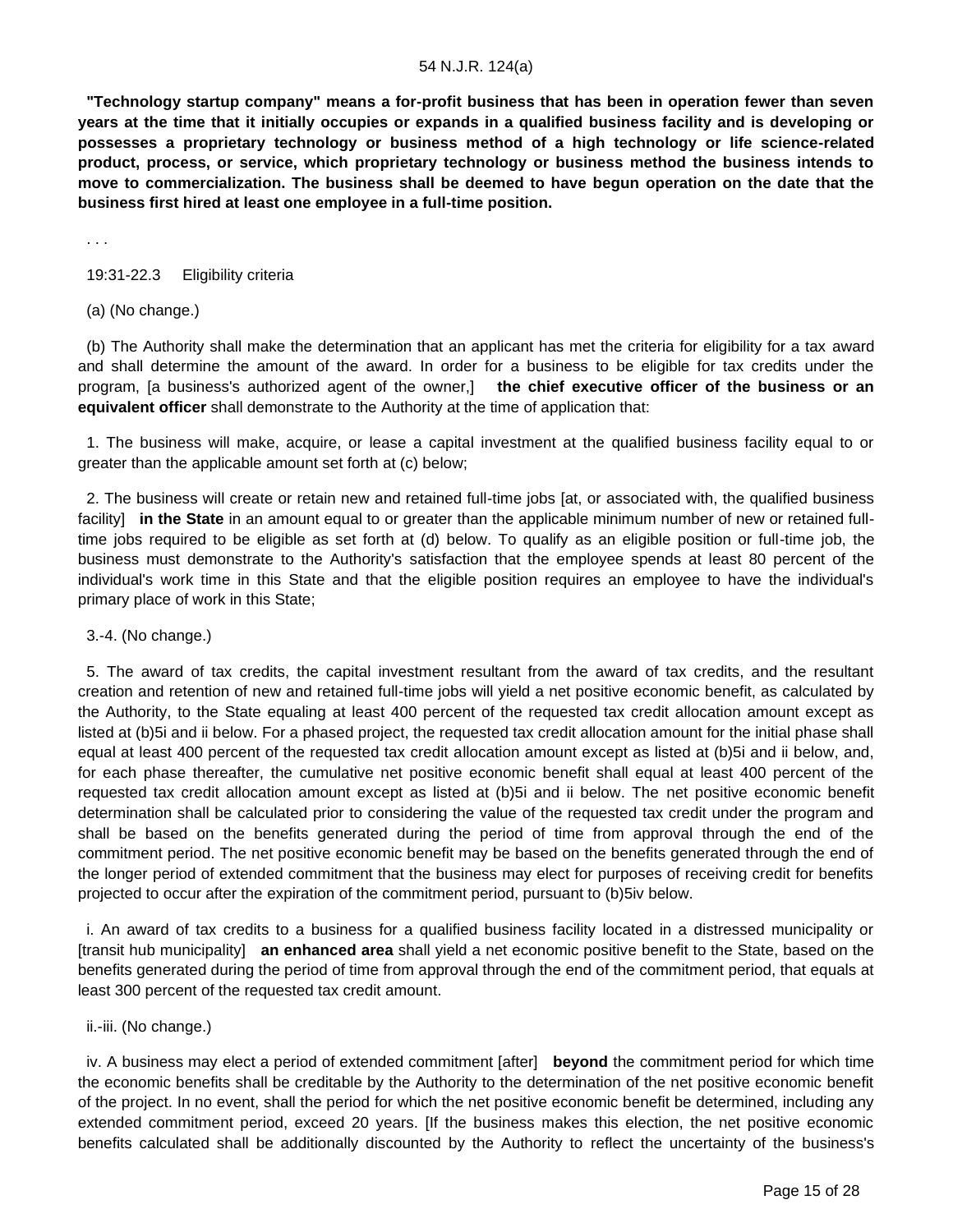**"Technology startup company" means a for-profit business that has been in operation fewer than seven years at the time that it initially occupies or expands in a qualified business facility and is developing or possesses a proprietary technology or business method of a high technology or life science-related product, process, or service, which proprietary technology or business method the business intends to move to commercialization. The business shall be deemed to have begun operation on the date that the business first hired at least one employee in a full-time position.**

. . .

19:31-22.3 Eligibility criteria

(a) (No change.)

(b) The Authority shall make the determination that an applicant has met the criteria for eligibility for a tax award and shall determine the amount of the award. In order for a business to be eligible for tax credits under the program, [a business's authorized agent of the owner,] **the chief executive officer of the business or an equivalent officer** shall demonstrate to the Authority at the time of application that:

1. The business will make, acquire, or lease a capital investment at the qualified business facility equal to or greater than the applicable amount set forth at (c) below;

2. The business will create or retain new and retained full-time jobs [at, or associated with, the qualified business facility] **in the State** in an amount equal to or greater than the applicable minimum number of new or retained full-time jobs required to be eligible as set forth at (d) below. To qualify as an eligible position or full-time job, the business must demonstrate to the Authority's satisfaction that the employee spends at least 80 percent of the individual's work time in this State and that the eligible position requires an employee to have the individual's primary place of work in this State;

3.-4. (No change.)

5. The award of tax credits, the capital investment resultant from the award of tax credits, and the resultant creation and retention of new and retained full-time jobs will yield a net positive economic benefit, as calculated by the Authority, to the State equaling at least 400 percent of the requested tax credit allocation amount except as listed at (b)5i and ii below. For a phased project, the requested tax credit allocation amount for the initial phase shall equal at least 400 percent of the requested tax credit allocation amount except as listed at (b)5i and ii below, and, for each phase thereafter, the cumulative net positive economic benefit shall equal at least 400 percent of the requested tax credit allocation amount except as listed at (b)5i and ii below. The net positive economic benefit determination shall be calculated prior to considering the value of the requested tax credit under the program and shall be based on the benefits generated during the period of time from approval through the end of the commitment period. The net positive economic benefit may be based on the benefits generated through the end of the longer period of extended commitment that the business may elect for purposes of receiving credit for benefits projected to occur after the expiration of the commitment period, pursuant to (b)5iv below.

i. An award of tax credits to a business for a qualified business facility located in a distressed municipality or [transit hub municipality] **an enhanced area** shall yield a net economic positive benefit to the State, based on the benefits generated during the period of time from approval through the end of the commitment period, that equals at least 300 percent of the requested tax credit amount.

ii.-iii. (No change.)

iv. A business may elect a period of extended commitment [after] **beyond** the commitment period for which time the economic benefits shall be creditable by the Authority to the determination of the net positive economic benefit of the project. In no event, shall the period for which the net positive economic benefit be determined, including any extended commitment period, exceed 20 years. [If the business makes this election, the net positive economic benefits calculated shall be additionally discounted by the Authority to reflect the uncertainty of the business's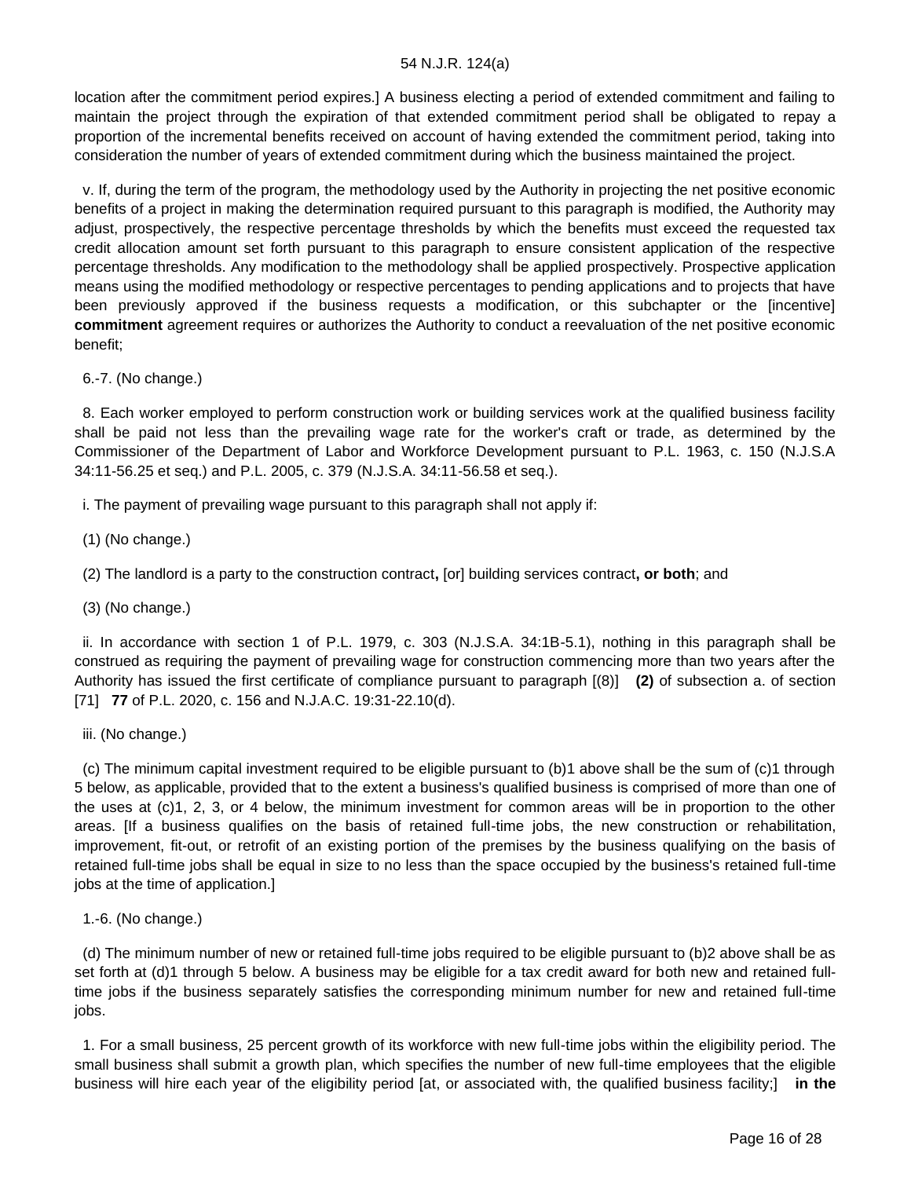location after the commitment period expires.] A business electing a period of extended commitment and failing to maintain the project through the expiration of that extended commitment period shall be obligated to repay a proportion of the incremental benefits received on account of having extended the commitment period, taking into consideration the number of years of extended commitment during which the business maintained the project.

v. If, during the term of the program, the methodology used by the Authority in projecting the net positive economic benefits of a project in making the determination required pursuant to this paragraph is modified, the Authority may adjust, prospectively, the respective percentage thresholds by which the benefits must exceed the requested tax credit allocation amount set forth pursuant to this paragraph to ensure consistent application of the respective percentage thresholds. Any modification to the methodology shall be applied prospectively. Prospective application means using the modified methodology or respective percentages to pending applications and to projects that have been previously approved if the business requests a modification, or this subchapter or the [incentive] **commitment** agreement requires or authorizes the Authority to conduct a reevaluation of the net positive economic benefit;

6.-7. (No change.)

8. Each worker employed to perform construction work or building services work at the qualified business facility shall be paid not less than the prevailing wage rate for the worker's craft or trade, as determined by the Commissioner of the Department of Labor and Workforce Development pursuant to P.L. 1963, c. 150 (N.J.S.A 34:11-56.25 et seq.) and P.L. 2005, c. 379 (N.J.S.A. 34:11-56.58 et seq.).

i. The payment of prevailing wage pursuant to this paragraph shall not apply if:

(1) (No change.)

(2) The landlord is a party to the construction contract**,** [or] building services contract**, or both**; and

(3) (No change.)

ii. In accordance with section 1 of P.L. 1979, c. 303 (N.J.S.A. 34:1B-5.1), nothing in this paragraph shall be construed as requiring the payment of prevailing wage for construction commencing more than two years after the Authority has issued the first certificate of compliance pursuant to paragraph [(8)] **(2)** of subsection a. of section [71] **77** of P.L. 2020, c. 156 and N.J.A.C. 19:31-22.10(d).

iii. (No change.)

(c) The minimum capital investment required to be eligible pursuant to (b)1 above shall be the sum of (c)1 through 5 below, as applicable, provided that to the extent a business's qualified business is comprised of more than one of the uses at (c)1, 2, 3, or 4 below, the minimum investment for common areas will be in proportion to the other areas. [If a business qualifies on the basis of retained full-time jobs, the new construction or rehabilitation, improvement, fit-out, or retrofit of an existing portion of the premises by the business qualifying on the basis of retained full-time jobs shall be equal in size to no less than the space occupied by the business's retained full-time jobs at the time of application.]

1.-6. (No change.)

(d) The minimum number of new or retained full-time jobs required to be eligible pursuant to (b)2 above shall be as set forth at (d)1 through 5 below. A business may be eligible for a tax credit award for both new and retained full-time jobs if the business separately satisfies the corresponding minimum number for new and retained full-time jobs.

1. For a small business, 25 percent growth of its workforce with new full-time jobs within the eligibility period. The small business shall submit a growth plan, which specifies the number of new full-time employees that the eligible business will hire each year of the eligibility period [at, or associated with, the qualified business facility;] **in the**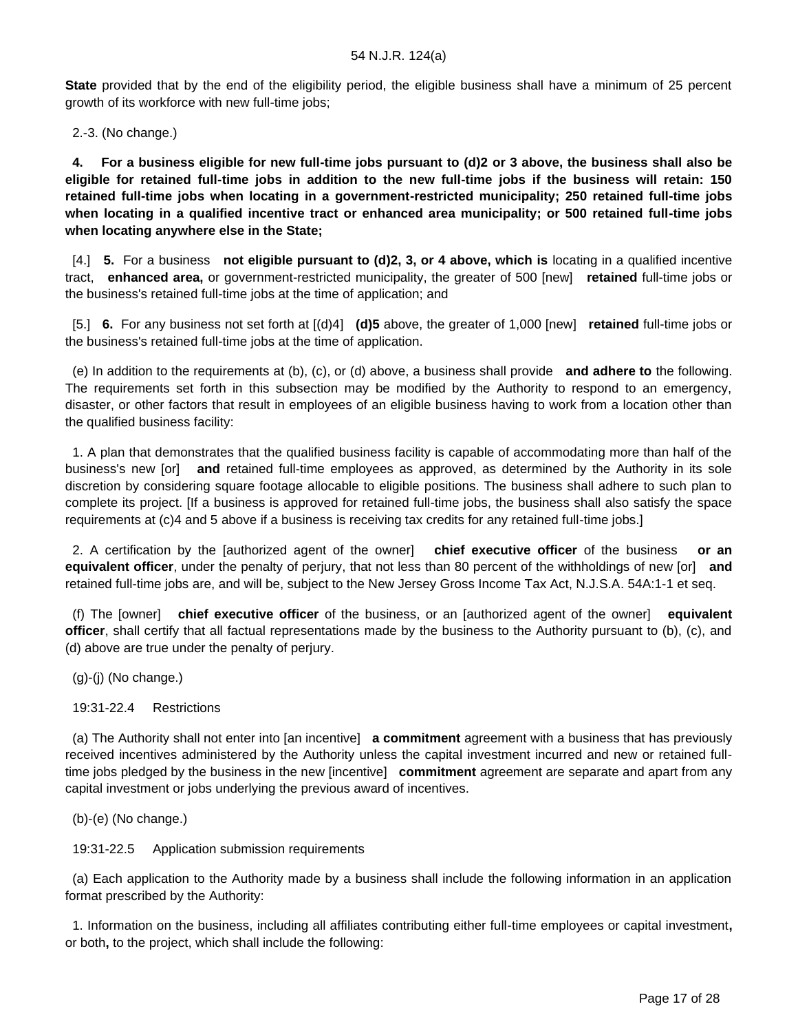**State** provided that by the end of the eligibility period, the eligible business shall have a minimum of 25 percent growth of its workforce with new full-time jobs;

2.-3. (No change.)

**4. For a business eligible for new full-time jobs pursuant to (d)2 or 3 above, the business shall also be eligible for retained full-time jobs in addition to the new full-time jobs if the business will retain: 150 retained full-time jobs when locating in a government-restricted municipality; 250 retained full-time jobs when locating in a qualified incentive tract or enhanced area municipality; or 500 retained full-time jobs when locating anywhere else in the State;**

[4.] **5.** For a business **not eligible pursuant to (d)2, 3, or 4 above, which is** locating in a qualified incentive tract, **enhanced area,** or government-restricted municipality, the greater of 500 [new] **retained** full-time jobs or the business's retained full-time jobs at the time of application; and

[5.] **6.** For any business not set forth at [(d)4] **(d)5** above, the greater of 1,000 [new] **retained** full-time jobs or the business's retained full-time jobs at the time of application.

(e) In addition to the requirements at (b), (c), or (d) above, a business shall provide **and adhere to** the following. The requirements set forth in this subsection may be modified by the Authority to respond to an emergency, disaster, or other factors that result in employees of an eligible business having to work from a location other than the qualified business facility:

1. A plan that demonstrates that the qualified business facility is capable of accommodating more than half of the business's new [or] **and** retained full-time employees as approved, as determined by the Authority in its sole discretion by considering square footage allocable to eligible positions. The business shall adhere to such plan to complete its project. [If a business is approved for retained full-time jobs, the business shall also satisfy the space requirements at (c)4 and 5 above if a business is receiving tax credits for any retained full-time jobs.]

2. A certification by the [authorized agent of the owner] **chief executive officer** of the business **or an equivalent officer**, under the penalty of perjury, that not less than 80 percent of the withholdings of new [or] **and** retained full-time jobs are, and will be, subject to the New Jersey Gross Income Tax Act, N.J.S.A. 54A:1-1 et seq.

(f) The [owner] **chief executive officer** of the business, or an [authorized agent of the owner] **equivalent officer**, shall certify that all factual representations made by the business to the Authority pursuant to (b), (c), and (d) above are true under the penalty of perjury.

(g)-(j) (No change.)

19:31-22.4 Restrictions

(a) The Authority shall not enter into [an incentive] **a commitment** agreement with a business that has previously received incentives administered by the Authority unless the capital investment incurred and new or retained full-time jobs pledged by the business in the new [incentive] **commitment** agreement are separate and apart from any capital investment or jobs underlying the previous award of incentives.

(b)-(e) (No change.)

19:31-22.5 Application submission requirements

(a) Each application to the Authority made by a business shall include the following information in an application format prescribed by the Authority:

1. Information on the business, including all affiliates contributing either full-time employees or capital investment**,** or both**,** to the project, which shall include the following: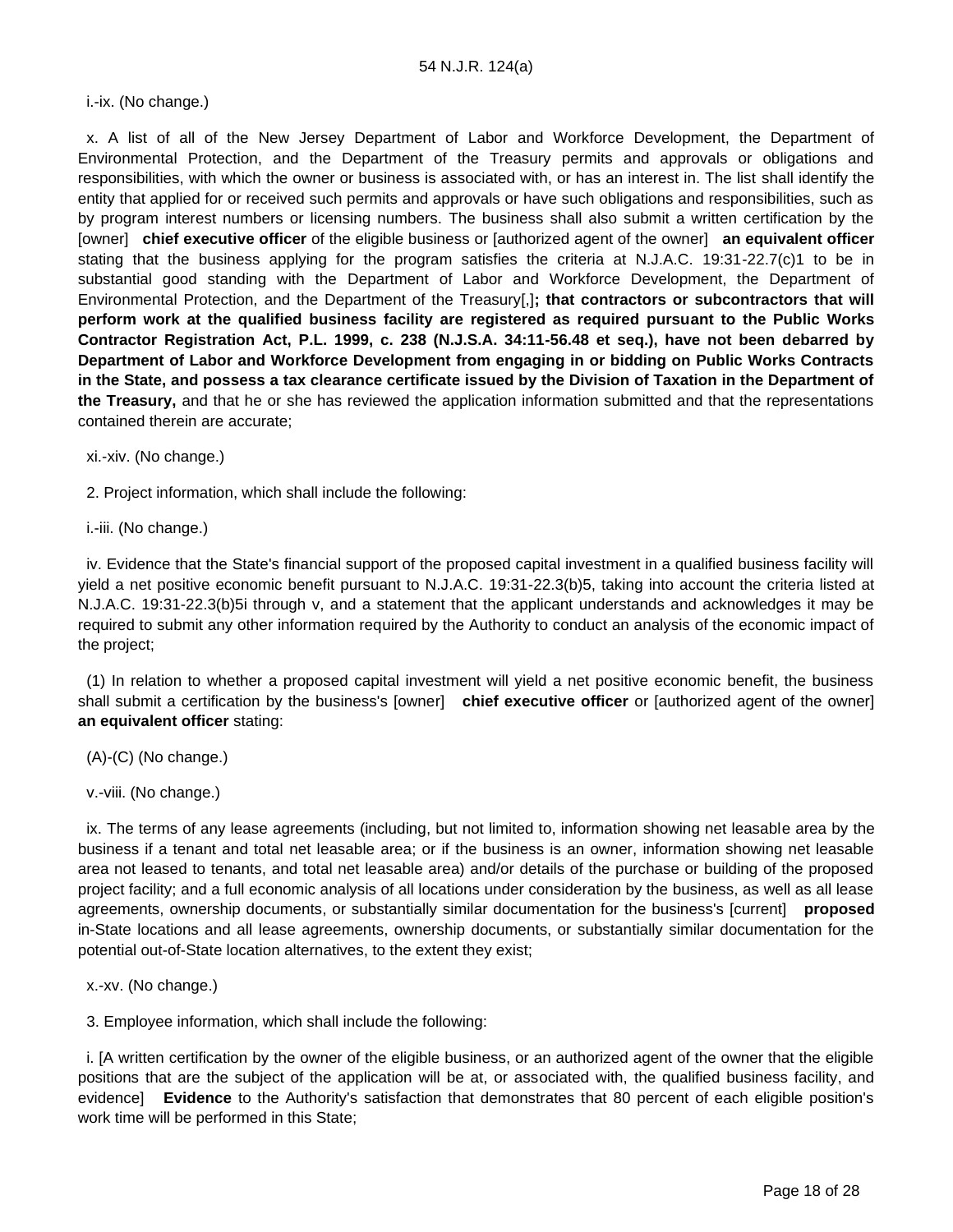i.-ix. (No change.)

x. A list of all of the New Jersey Department of Labor and Workforce Development, the Department of Environmental Protection, and the Department of the Treasury permits and approvals or obligations and responsibilities, with which the owner or business is associated with, or has an interest in. The list shall identify the entity that applied for or received such permits and approvals or have such obligations and responsibilities, such as by program interest numbers or licensing numbers. The business shall also submit a written certification by the [owner] **chief executive officer** of the eligible business or [authorized agent of the owner] **an equivalent officer** stating that the business applying for the program satisfies the criteria at N.J.A.C. 19:31-22.7(c)1 to be in substantial good standing with the Department of Labor and Workforce Development, the Department of Environmental Protection, and the Department of the Treasury[,]**; that contractors or subcontractors that will perform work at the qualified business facility are registered as required pursuant to the Public Works Contractor Registration Act, P.L. 1999, c. 238 (N.J.S.A. 34:11-56.48 et seq.), have not been debarred by Department of Labor and Workforce Development from engaging in or bidding on Public Works Contracts in the State, and possess a tax clearance certificate issued by the Division of Taxation in the Department of the Treasury,** and that he or she has reviewed the application information submitted and that the representations contained therein are accurate;

xi.-xiv. (No change.)

2. Project information, which shall include the following:

i.-iii. (No change.)

iv. Evidence that the State's financial support of the proposed capital investment in a qualified business facility will yield a net positive economic benefit pursuant to N.J.A.C. 19:31-22.3(b)5, taking into account the criteria listed at N.J.A.C. 19:31-22.3(b)5i through v, and a statement that the applicant understands and acknowledges it may be required to submit any other information required by the Authority to conduct an analysis of the economic impact of the project;

(1) In relation to whether a proposed capital investment will yield a net positive economic benefit, the business shall submit a certification by the business's [owner] **chief executive officer** or [authorized agent of the owner] **an equivalent officer** stating:

(A)-(C) (No change.)

v.-viii. (No change.)

ix. The terms of any lease agreements (including, but not limited to, information showing net leasable area by the business if a tenant and total net leasable area; or if the business is an owner, information showing net leasable area not leased to tenants, and total net leasable area) and/or details of the purchase or building of the proposed project facility; and a full economic analysis of all locations under consideration by the business, as well as all lease agreements, ownership documents, or substantially similar documentation for the business's [current] **proposed** in-State locations and all lease agreements, ownership documents, or substantially similar documentation for the potential out-of-State location alternatives, to the extent they exist;

x.-xv. (No change.)

3. Employee information, which shall include the following:

i. [A written certification by the owner of the eligible business, or an authorized agent of the owner that the eligible positions that are the subject of the application will be at, or associated with, the qualified business facility, and evidence] **Evidence** to the Authority's satisfaction that demonstrates that 80 percent of each eligible position's work time will be performed in this State;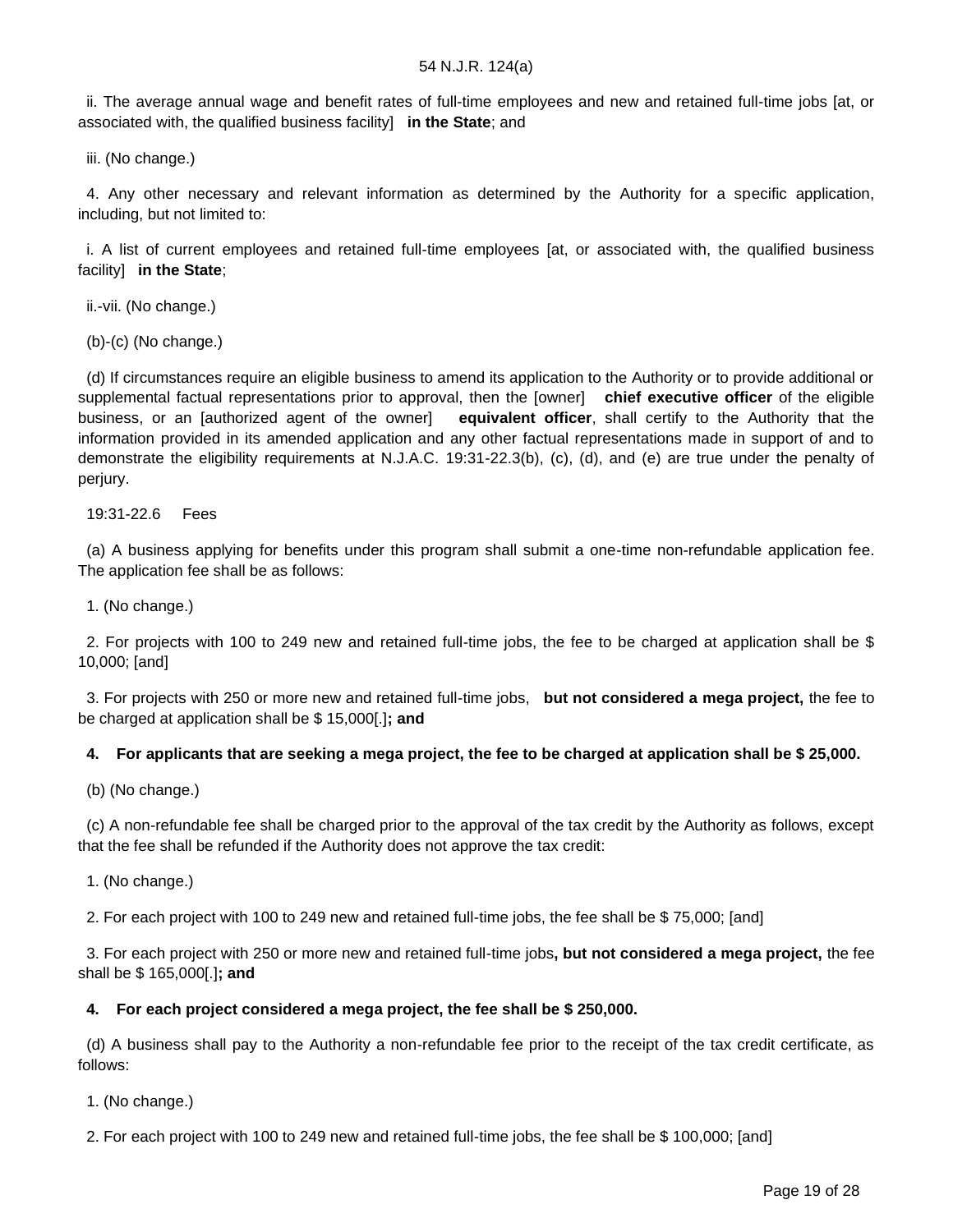ii. The average annual wage and benefit rates of full-time employees and new and retained full-time jobs [at, or associated with, the qualified business facility] **in the State**; and

iii. (No change.)

4. Any other necessary and relevant information as determined by the Authority for a specific application, including, but not limited to:

i. A list of current employees and retained full-time employees [at, or associated with, the qualified business facility] **in the State**;

ii.-vii. (No change.)

(b)-(c) (No change.)

(d) If circumstances require an eligible business to amend its application to the Authority or to provide additional or supplemental factual representations prior to approval, then the [owner] **chief executive officer** of the eligible business, or an [authorized agent of the owner] **equivalent officer**, shall certify to the Authority that the information provided in its amended application and any other factual representations made in support of and to demonstrate the eligibility requirements at N.J.A.C. 19:31-22.3(b), (c), (d), and (e) are true under the penalty of perjury.

19:31-22.6 Fees

(a) A business applying for benefits under this program shall submit a one-time non-refundable application fee. The application fee shall be as follows:

1. (No change.)

2. For projects with 100 to 249 new and retained full-time jobs, the fee to be charged at application shall be $ 10,000; [and]

3. For projects with 250 or more new and retained full-time jobs, **but not considered a mega project,** the fee to be charged at application shall be $ 15,000[.]**; and**

**4. For applicants that are seeking a mega project, the fee to be charged at application shall be $ 25,000.**

(b) (No change.)

(c) A non-refundable fee shall be charged prior to the approval of the tax credit by the Authority as follows, except that the fee shall be refunded if the Authority does not approve the tax credit:

1. (No change.)

2. For each project with 100 to 249 new and retained full-time jobs, the fee shall be $ 75,000; [and]

3. For each project with 250 or more new and retained full-time jobs**, but not considered a mega project,** the fee shall be $ 165,000[.]**; and**

**4. For each project considered a mega project, the fee shall be $ 250,000.**

(d) A business shall pay to the Authority a non-refundable fee prior to the receipt of the tax credit certificate, as follows:

1. (No change.)

2. For each project with 100 to 249 new and retained full-time jobs, the fee shall be $ 100,000; [and]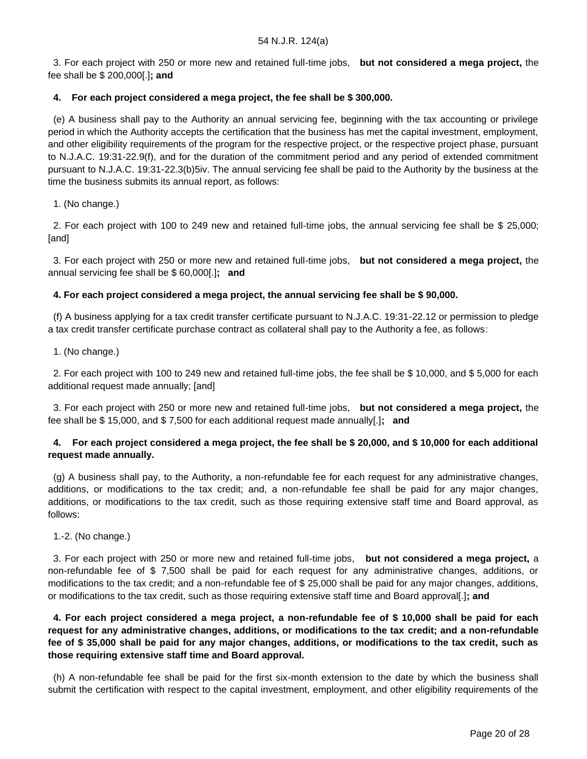3. For each project with 250 or more new and retained full-time jobs, **but not considered a mega project,** the fee shall be $ 200,000[.]**; and**

**4. For each project considered a mega project, the fee shall be $ 300,000.**

(e) A business shall pay to the Authority an annual servicing fee, beginning with the tax accounting or privilege period in which the Authority accepts the certification that the business has met the capital investment, employment, and other eligibility requirements of the program for the respective project, or the respective project phase, pursuant to N.J.A.C. 19:31-22.9(f), and for the duration of the commitment period and any period of extended commitment pursuant to N.J.A.C. 19:31-22.3(b)5iv. The annual servicing fee shall be paid to the Authority by the business at the time the business submits its annual report, as follows:

1. (No change.)

2. For each project with 100 to 249 new and retained full-time jobs, the annual servicing fee shall be $ 25,000; [and]

3. For each project with 250 or more new and retained full-time jobs, **but not considered a mega project,** the annual servicing fee shall be $ 60,000[.]**; and**

**4. For each project considered a mega project, the annual servicing fee shall be $ 90,000.**

(f) A business applying for a tax credit transfer certificate pursuant to N.J.A.C. 19:31-22.12 or permission to pledge a tax credit transfer certificate purchase contract as collateral shall pay to the Authority a fee, as follows:

1. (No change.)

2. For each project with 100 to 249 new and retained full-time jobs, the fee shall be $ 10,000, and $ 5,000 for each additional request made annually; [and]

3. For each project with 250 or more new and retained full-time jobs, **but not considered a mega project,** the fee shall be $ 15,000, and $ 7,500 for each additional request made annually[.]**; and**

**4. For each project considered a mega project, the fee shall be $ 20,000, and $ 10,000 for each additional request made annually.**

(g) A business shall pay, to the Authority, a non-refundable fee for each request for any administrative changes, additions, or modifications to the tax credit; and, a non-refundable fee shall be paid for any major changes, additions, or modifications to the tax credit, such as those requiring extensive staff time and Board approval, as follows:

1.-2. (No change.)

3. For each project with 250 or more new and retained full-time jobs, **but not considered a mega project,** a non-refundable fee of $ 7,500 shall be paid for each request for any administrative changes, additions, or modifications to the tax credit; and a non-refundable fee of $ 25,000 shall be paid for any major changes, additions, or modifications to the tax credit, such as those requiring extensive staff time and Board approval[.]**; and**

**4. For each project considered a mega project, a non-refundable fee of $ 10,000 shall be paid for each request for any administrative changes, additions, or modifications to the tax credit; and a non-refundable fee of $ 35,000 shall be paid for any major changes, additions, or modifications to the tax credit, such as those requiring extensive staff time and Board approval.**

(h) A non-refundable fee shall be paid for the first six-month extension to the date by which the business shall submit the certification with respect to the capital investment, employment, and other eligibility requirements of the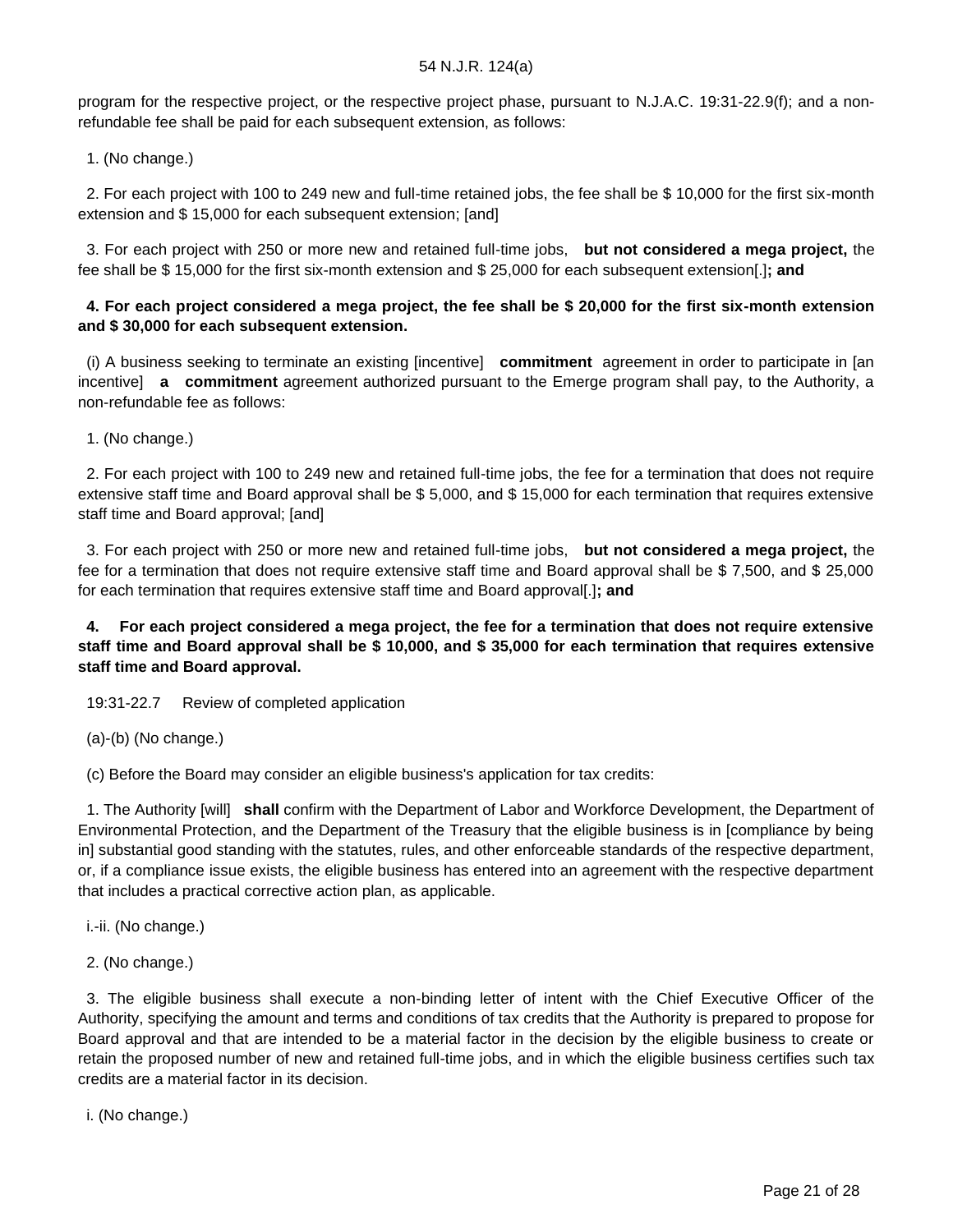program for the respective project, or the respective project phase, pursuant to N.J.A.C. 19:31-22.9(f); and a non-refundable fee shall be paid for each subsequent extension, as follows:

1. (No change.)

2. For each project with 100 to 249 new and full-time retained jobs, the fee shall be $ 10,000 for the first six-month extension and $ 15,000 for each subsequent extension; [and]

3. For each project with 250 or more new and retained full-time jobs, **but not considered a mega project,** the fee shall be $ 15,000 for the first six-month extension and $ 25,000 for each subsequent extension[.]**; and**

**4. For each project considered a mega project, the fee shall be $ 20,000 for the first six-month extension and $ 30,000 for each subsequent extension.**

(i) A business seeking to terminate an existing [incentive] **commitment** agreement in order to participate in [an incentive] **a commitment** agreement authorized pursuant to the Emerge program shall pay, to the Authority, a non-refundable fee as follows:

1. (No change.)

2. For each project with 100 to 249 new and retained full-time jobs, the fee for a termination that does not require extensive staff time and Board approval shall be $ 5,000, and $ 15,000 for each termination that requires extensive staff time and Board approval; [and]

3. For each project with 250 or more new and retained full-time jobs, **but not considered a mega project,** the fee for a termination that does not require extensive staff time and Board approval shall be $ 7,500, and $ 25,000 for each termination that requires extensive staff time and Board approval[.]**; and**

**4. For each project considered a mega project, the fee for a termination that does not require extensive staff time and Board approval shall be $ 10,000, and $ 35,000 for each termination that requires extensive staff time and Board approval.**

19:31-22.7 Review of completed application

(a)-(b) (No change.)

(c) Before the Board may consider an eligible business's application for tax credits:

1. The Authority [will] **shall** confirm with the Department of Labor and Workforce Development, the Department of Environmental Protection, and the Department of the Treasury that the eligible business is in [compliance by being in] substantial good standing with the statutes, rules, and other enforceable standards of the respective department, or, if a compliance issue exists, the eligible business has entered into an agreement with the respective department that includes a practical corrective action plan, as applicable.

i.-ii. (No change.)

2. (No change.)

3. The eligible business shall execute a non-binding letter of intent with the Chief Executive Officer of the Authority, specifying the amount and terms and conditions of tax credits that the Authority is prepared to propose for Board approval and that are intended to be a material factor in the decision by the eligible business to create or retain the proposed number of new and retained full-time jobs, and in which the eligible business certifies such tax credits are a material factor in its decision.

i. (No change.)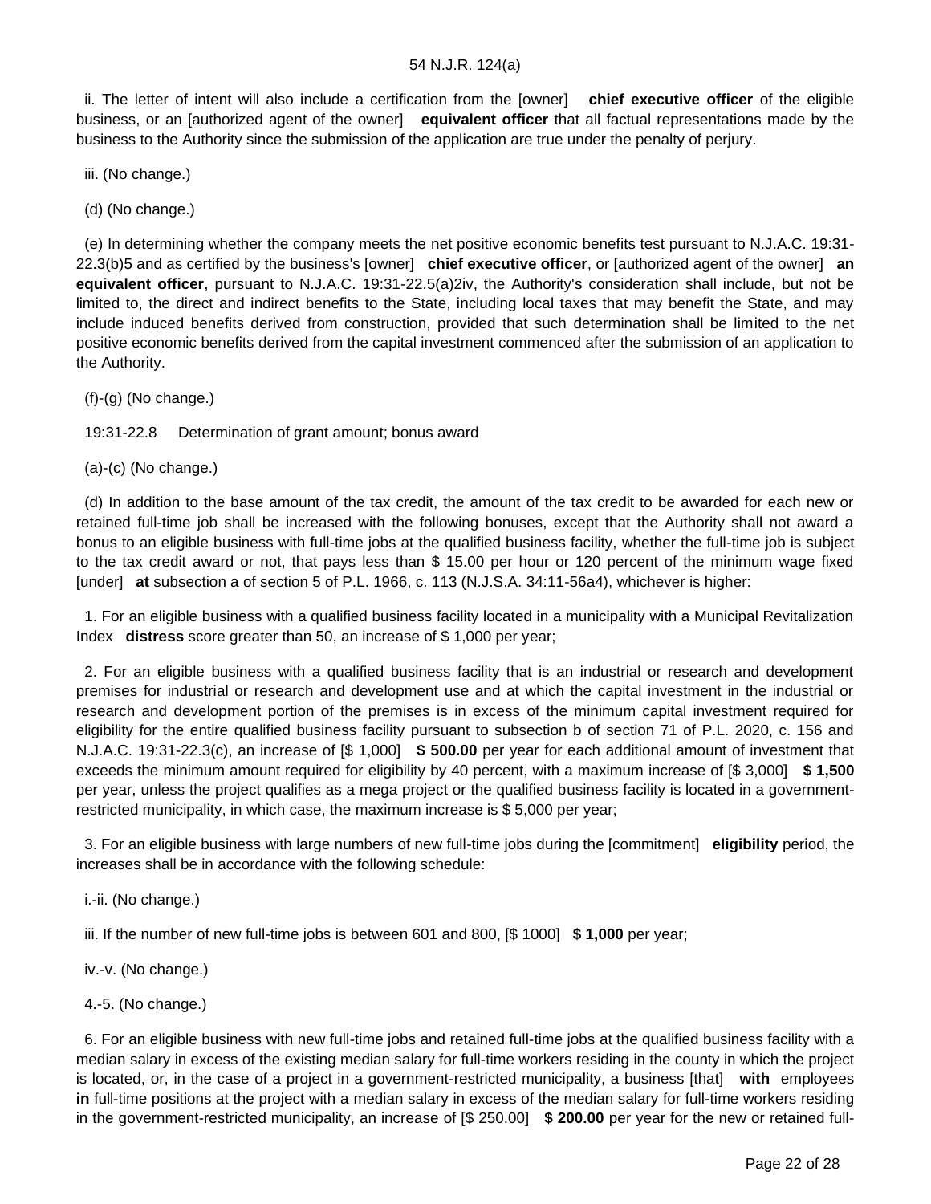ii. The letter of intent will also include a certification from the [owner] **chief executive officer** of the eligible business, or an [authorized agent of the owner] **equivalent officer** that all factual representations made by the business to the Authority since the submission of the application are true under the penalty of perjury.

iii. (No change.)

(d) (No change.)

(e) In determining whether the company meets the net positive economic benefits test pursuant to N.J.A.C. 19:31-22.3(b)5 and as certified by the business's [owner] **chief executive officer**, or [authorized agent of the owner] **an equivalent officer**, pursuant to N.J.A.C. 19:31-22.5(a)2iv, the Authority's consideration shall include, but not be limited to, the direct and indirect benefits to the State, including local taxes that may benefit the State, and may include induced benefits derived from construction, provided that such determination shall be limited to the net positive economic benefits derived from the capital investment commenced after the submission of an application to the Authority.

(f)-(g) (No change.)

19:31-22.8 Determination of grant amount; bonus award

(a)-(c) (No change.)

(d) In addition to the base amount of the tax credit, the amount of the tax credit to be awarded for each new or retained full-time job shall be increased with the following bonuses, except that the Authority shall not award a bonus to an eligible business with full-time jobs at the qualified business facility, whether the full-time job is subject to the tax credit award or not, that pays less than $ 15.00 per hour or 120 percent of the minimum wage fixed [under] **at** subsection a of section 5 of P.L. 1966, c. 113 (N.J.S.A. 34:11-56a4), whichever is higher:

1. For an eligible business with a qualified business facility located in a municipality with a Municipal Revitalization Index **distress** score greater than 50, an increase of $ 1,000 per year;

2. For an eligible business with a qualified business facility that is an industrial or research and development premises for industrial or research and development use and at which the capital investment in the industrial or research and development portion of the premises is in excess of the minimum capital investment required for eligibility for the entire qualified business facility pursuant to subsection b of section 71 of P.L. 2020, c. 156 and N.J.A.C. 19:31-22.3(c), an increase of [$ 1,000] **$ 500.00** per year for each additional amount of investment that exceeds the minimum amount required for eligibility by 40 percent, with a maximum increase of [$ 3,000] **$ 1,500** per year, unless the project qualifies as a mega project or the qualified business facility is located in a government-restricted municipality, in which case, the maximum increase is $ 5,000 per year;

3. For an eligible business with large numbers of new full-time jobs during the [commitment] **eligibility** period, the increases shall be in accordance with the following schedule:

i.-ii. (No change.)

iii. If the number of new full-time jobs is between 601 and 800, [$ 1000] **$ 1,000** per year;

iv.-v. (No change.)

4.-5. (No change.)

6. For an eligible business with new full-time jobs and retained full-time jobs at the qualified business facility with a median salary in excess of the existing median salary for full-time workers residing in the county in which the project is located, or, in the case of a project in a government-restricted municipality, a business [that] **with** employees **in** full-time positions at the project with a median salary in excess of the median salary for full-time workers residing in the government-restricted municipality, an increase of [$ 250.00] **$ 200.00** per year for the new or retained full-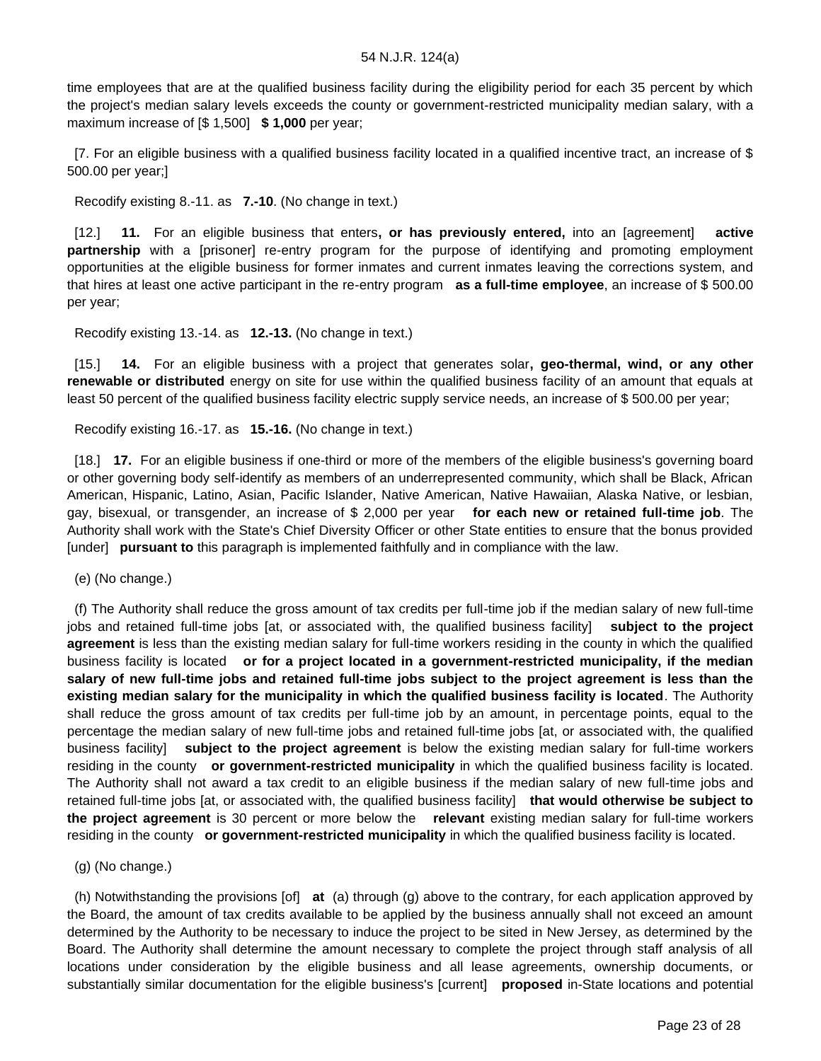time employees that are at the qualified business facility during the eligibility period for each 35 percent by which the project's median salary levels exceeds the county or government-restricted municipality median salary, with a maximum increase of [$ 1,500] **$ 1,000** per year;

[7. For an eligible business with a qualified business facility located in a qualified incentive tract, an increase of $ 500.00 per year;]

Recodify existing 8.-11. as **7.-10**. (No change in text.)

[12.] **11.** For an eligible business that enters**, or has previously entered,** into an [agreement] **active partnership** with a [prisoner] re-entry program for the purpose of identifying and promoting employment opportunities at the eligible business for former inmates and current inmates leaving the corrections system, and that hires at least one active participant in the re-entry program **as a full-time employee**, an increase of $ 500.00 per year;

Recodify existing 13.-14. as **12.-13.** (No change in text.)

[15.] **14.** For an eligible business with a project that generates solar**, geo-thermal, wind, or any other renewable or distributed** energy on site for use within the qualified business facility of an amount that equals at least 50 percent of the qualified business facility electric supply service needs, an increase of $ 500.00 per year;

Recodify existing 16.-17. as **15.-16.** (No change in text.)

[18.] **17.** For an eligible business if one-third or more of the members of the eligible business's governing board or other governing body self-identify as members of an underrepresented community, which shall be Black, African American, Hispanic, Latino, Asian, Pacific Islander, Native American, Native Hawaiian, Alaska Native, or lesbian, gay, bisexual, or transgender, an increase of $ 2,000 per year **for each new or retained full-time job**. The Authority shall work with the State's Chief Diversity Officer or other State entities to ensure that the bonus provided [under] **pursuant to** this paragraph is implemented faithfully and in compliance with the law.

(e) (No change.)

(f) The Authority shall reduce the gross amount of tax credits per full-time job if the median salary of new full-time jobs and retained full-time jobs [at, or associated with, the qualified business facility] **subject to the project agreement** is less than the existing median salary for full-time workers residing in the county in which the qualified business facility is located **or for a project located in a government-restricted municipality, if the median salary of new full-time jobs and retained full-time jobs subject to the project agreement is less than the existing median salary for the municipality in which the qualified business facility is located**. The Authority shall reduce the gross amount of tax credits per full-time job by an amount, in percentage points, equal to the percentage the median salary of new full-time jobs and retained full-time jobs [at, or associated with, the qualified business facility] **subject to the project agreement** is below the existing median salary for full-time workers residing in the county **or government-restricted municipality** in which the qualified business facility is located. The Authority shall not award a tax credit to an eligible business if the median salary of new full-time jobs and retained full-time jobs [at, or associated with, the qualified business facility] **that would otherwise be subject to the project agreement** is 30 percent or more below the **relevant** existing median salary for full-time workers residing in the county **or government-restricted municipality** in which the qualified business facility is located.

(g) (No change.)

(h) Notwithstanding the provisions [of] **at** (a) through (g) above to the contrary, for each application approved by the Board, the amount of tax credits available to be applied by the business annually shall not exceed an amount determined by the Authority to be necessary to induce the project to be sited in New Jersey, as determined by the Board. The Authority shall determine the amount necessary to complete the project through staff analysis of all locations under consideration by the eligible business and all lease agreements, ownership documents, or substantially similar documentation for the eligible business's [current] **proposed** in-State locations and potential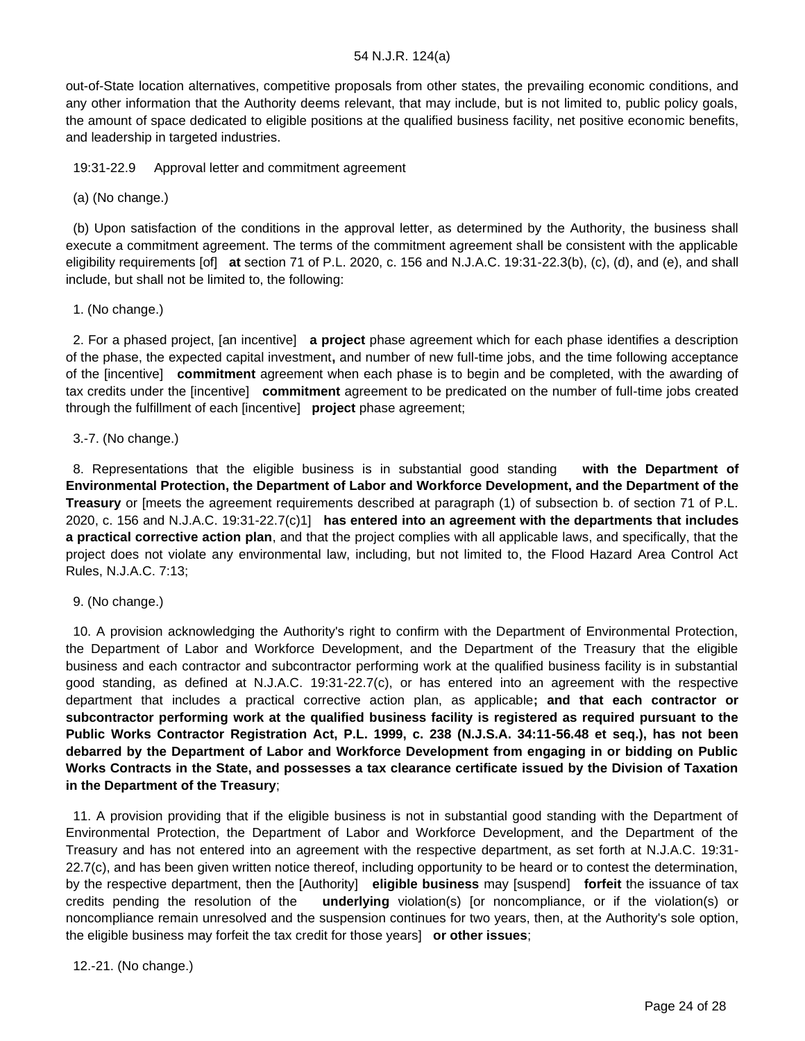out-of-State location alternatives, competitive proposals from other states, the prevailing economic conditions, and any other information that the Authority deems relevant, that may include, but is not limited to, public policy goals, the amount of space dedicated to eligible positions at the qualified business facility, net positive economic benefits, and leadership in targeted industries.

19:31-22.9 Approval letter and commitment agreement

(a) (No change.)

(b) Upon satisfaction of the conditions in the approval letter, as determined by the Authority, the business shall execute a commitment agreement. The terms of the commitment agreement shall be consistent with the applicable eligibility requirements [of] **at** section 71 of P.L. 2020, c. 156 and N.J.A.C. 19:31-22.3(b), (c), (d), and (e), and shall include, but shall not be limited to, the following:

1. (No change.)

2. For a phased project, [an incentive] **a project** phase agreement which for each phase identifies a description of the phase, the expected capital investment**,** and number of new full-time jobs, and the time following acceptance of the [incentive] **commitment** agreement when each phase is to begin and be completed, with the awarding of tax credits under the [incentive] **commitment** agreement to be predicated on the number of full-time jobs created through the fulfillment of each [incentive] **project** phase agreement;

3.-7. (No change.)

8. Representations that the eligible business is in substantial good standing **with the Department of Environmental Protection, the Department of Labor and Workforce Development, and the Department of the Treasury** or [meets the agreement requirements described at paragraph (1) of subsection b. of section 71 of P.L. 2020, c. 156 and N.J.A.C. 19:31-22.7(c)1] **has entered into an agreement with the departments that includes a practical corrective action plan**, and that the project complies with all applicable laws, and specifically, that the project does not violate any environmental law, including, but not limited to, the Flood Hazard Area Control Act Rules, N.J.A.C. 7:13;

9. (No change.)

10. A provision acknowledging the Authority's right to confirm with the Department of Environmental Protection, the Department of Labor and Workforce Development, and the Department of the Treasury that the eligible business and each contractor and subcontractor performing work at the qualified business facility is in substantial good standing, as defined at N.J.A.C. 19:31-22.7(c), or has entered into an agreement with the respective department that includes a practical corrective action plan, as applicable**; and that each contractor or subcontractor performing work at the qualified business facility is registered as required pursuant to the Public Works Contractor Registration Act, P.L. 1999, c. 238 (N.J.S.A. 34:11-56.48 et seq.), has not been debarred by the Department of Labor and Workforce Development from engaging in or bidding on Public Works Contracts in the State, and possesses a tax clearance certificate issued by the Division of Taxation in the Department of the Treasury**;

11. A provision providing that if the eligible business is not in substantial good standing with the Department of Environmental Protection, the Department of Labor and Workforce Development, and the Department of the Treasury and has not entered into an agreement with the respective department, as set forth at N.J.A.C. 19:31-22.7(c), and has been given written notice thereof, including opportunity to be heard or to contest the determination, by the respective department, then the [Authority] **eligible business** may [suspend] **forfeit** the issuance of tax credits pending the resolution of the **underlying** violation(s) [or noncompliance, or if the violation(s) or noncompliance remain unresolved and the suspension continues for two years, then, at the Authority's sole option, the eligible business may forfeit the tax credit for those years] **or other issues**;

12.-21. (No change.)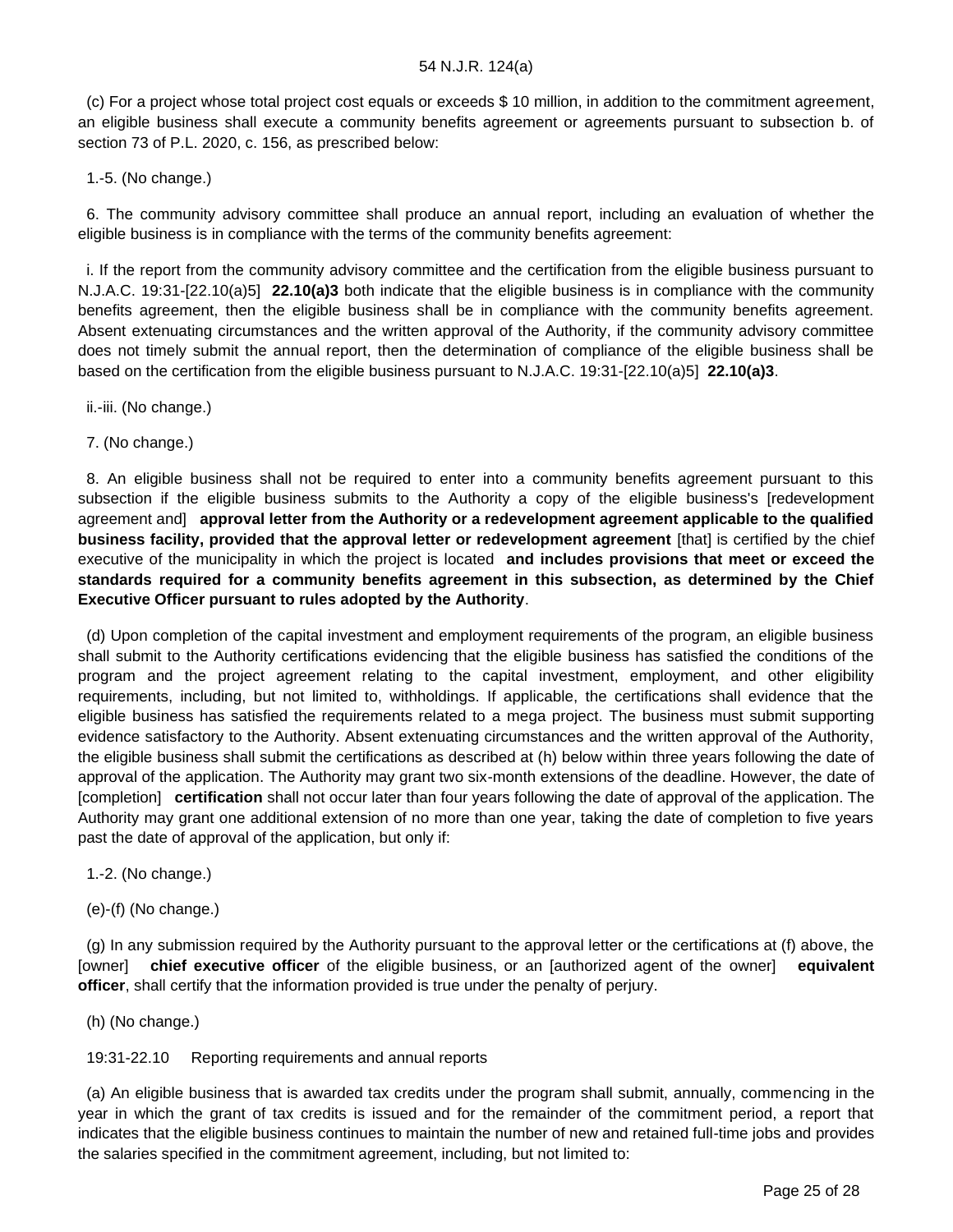(c) For a project whose total project cost equals or exceeds $ 10 million, in addition to the commitment agreement, an eligible business shall execute a community benefits agreement or agreements pursuant to subsection b. of section 73 of P.L. 2020, c. 156, as prescribed below:

1.-5. (No change.)

6. The community advisory committee shall produce an annual report, including an evaluation of whether the eligible business is in compliance with the terms of the community benefits agreement:

i. If the report from the community advisory committee and the certification from the eligible business pursuant to N.J.A.C. 19:31-[22.10(a)5] **22.10(a)3** both indicate that the eligible business is in compliance with the community benefits agreement, then the eligible business shall be in compliance with the community benefits agreement. Absent extenuating circumstances and the written approval of the Authority, if the community advisory committee does not timely submit the annual report, then the determination of compliance of the eligible business shall be based on the certification from the eligible business pursuant to N.J.A.C. 19:31-[22.10(a)5] **22.10(a)3**.

ii.-iii. (No change.)

7. (No change.)

8. An eligible business shall not be required to enter into a community benefits agreement pursuant to this subsection if the eligible business submits to the Authority a copy of the eligible business's [redevelopment agreement and] **approval letter from the Authority or a redevelopment agreement applicable to the qualified business facility, provided that the approval letter or redevelopment agreement** [that] is certified by the chief executive of the municipality in which the project is located **and includes provisions that meet or exceed the standards required for a community benefits agreement in this subsection, as determined by the Chief Executive Officer pursuant to rules adopted by the Authority**.

(d) Upon completion of the capital investment and employment requirements of the program, an eligible business shall submit to the Authority certifications evidencing that the eligible business has satisfied the conditions of the program and the project agreement relating to the capital investment, employment, and other eligibility requirements, including, but not limited to, withholdings. If applicable, the certifications shall evidence that the eligible business has satisfied the requirements related to a mega project. The business must submit supporting evidence satisfactory to the Authority. Absent extenuating circumstances and the written approval of the Authority, the eligible business shall submit the certifications as described at (h) below within three years following the date of approval of the application. The Authority may grant two six-month extensions of the deadline. However, the date of [completion] **certification** shall not occur later than four years following the date of approval of the application. The Authority may grant one additional extension of no more than one year, taking the date of completion to five years past the date of approval of the application, but only if:

1.-2. (No change.)

(e)-(f) (No change.)

(g) In any submission required by the Authority pursuant to the approval letter or the certifications at (f) above, the [owner] **chief executive officer** of the eligible business, or an [authorized agent of the owner] **equivalent officer**, shall certify that the information provided is true under the penalty of perjury.

(h) (No change.)

19:31-22.10 Reporting requirements and annual reports

(a) An eligible business that is awarded tax credits under the program shall submit, annually, commencing in the year in which the grant of tax credits is issued and for the remainder of the commitment period, a report that indicates that the eligible business continues to maintain the number of new and retained full-time jobs and provides the salaries specified in the commitment agreement, including, but not limited to: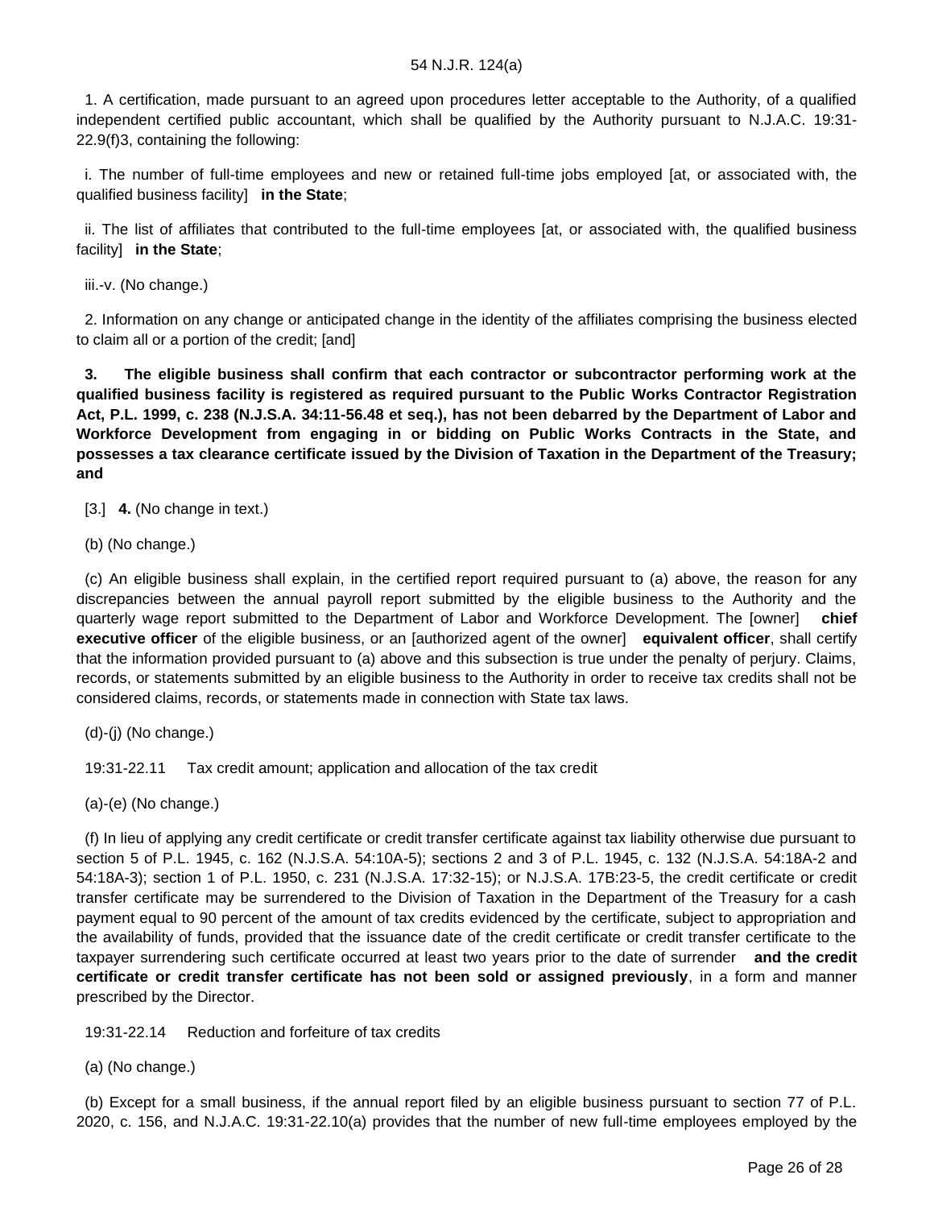1. A certification, made pursuant to an agreed upon procedures letter acceptable to the Authority, of a qualified independent certified public accountant, which shall be qualified by the Authority pursuant to N.J.A.C. 19:31-22.9(f)3, containing the following:

i. The number of full-time employees and new or retained full-time jobs employed [at, or associated with, the qualified business facility] **in the State**;

ii. The list of affiliates that contributed to the full-time employees [at, or associated with, the qualified business facility] **in the State**;

iii.-v. (No change.)

2. Information on any change or anticipated change in the identity of the affiliates comprising the business elected to claim all or a portion of the credit; [and]

**3. The eligible business shall confirm that each contractor or subcontractor performing work at the qualified business facility is registered as required pursuant to the Public Works Contractor Registration Act, P.L. 1999, c. 238 (N.J.S.A. 34:11-56.48 et seq.), has not been debarred by the Department of Labor and Workforce Development from engaging in or bidding on Public Works Contracts in the State, and possesses a tax clearance certificate issued by the Division of Taxation in the Department of the Treasury; and**

[3.] **4.** (No change in text.)

(b) (No change.)

(c) An eligible business shall explain, in the certified report required pursuant to (a) above, the reason for any discrepancies between the annual payroll report submitted by the eligible business to the Authority and the quarterly wage report submitted to the Department of Labor and Workforce Development. The [owner] **chief executive officer** of the eligible business, or an [authorized agent of the owner] **equivalent officer**, shall certify that the information provided pursuant to (a) above and this subsection is true under the penalty of perjury. Claims, records, or statements submitted by an eligible business to the Authority in order to receive tax credits shall not be considered claims, records, or statements made in connection with State tax laws.

(d)-(j) (No change.)

19:31-22.11 Tax credit amount; application and allocation of the tax credit

(a)-(e) (No change.)

(f) In lieu of applying any credit certificate or credit transfer certificate against tax liability otherwise due pursuant to section 5 of P.L. 1945, c. 162 (N.J.S.A. 54:10A-5); sections 2 and 3 of P.L. 1945, c. 132 (N.J.S.A. 54:18A-2 and 54:18A-3); section 1 of P.L. 1950, c. 231 (N.J.S.A. 17:32-15); or N.J.S.A. 17B:23-5, the credit certificate or credit transfer certificate may be surrendered to the Division of Taxation in the Department of the Treasury for a cash payment equal to 90 percent of the amount of tax credits evidenced by the certificate, subject to appropriation and the availability of funds, provided that the issuance date of the credit certificate or credit transfer certificate to the taxpayer surrendering such certificate occurred at least two years prior to the date of surrender **and the credit certificate or credit transfer certificate has not been sold or assigned previously**, in a form and manner prescribed by the Director.

19:31-22.14 Reduction and forfeiture of tax credits

(a) (No change.)

(b) Except for a small business, if the annual report filed by an eligible business pursuant to section 77 of P.L. 2020, c. 156, and N.J.A.C. 19:31-22.10(a) provides that the number of new full-time employees employed by the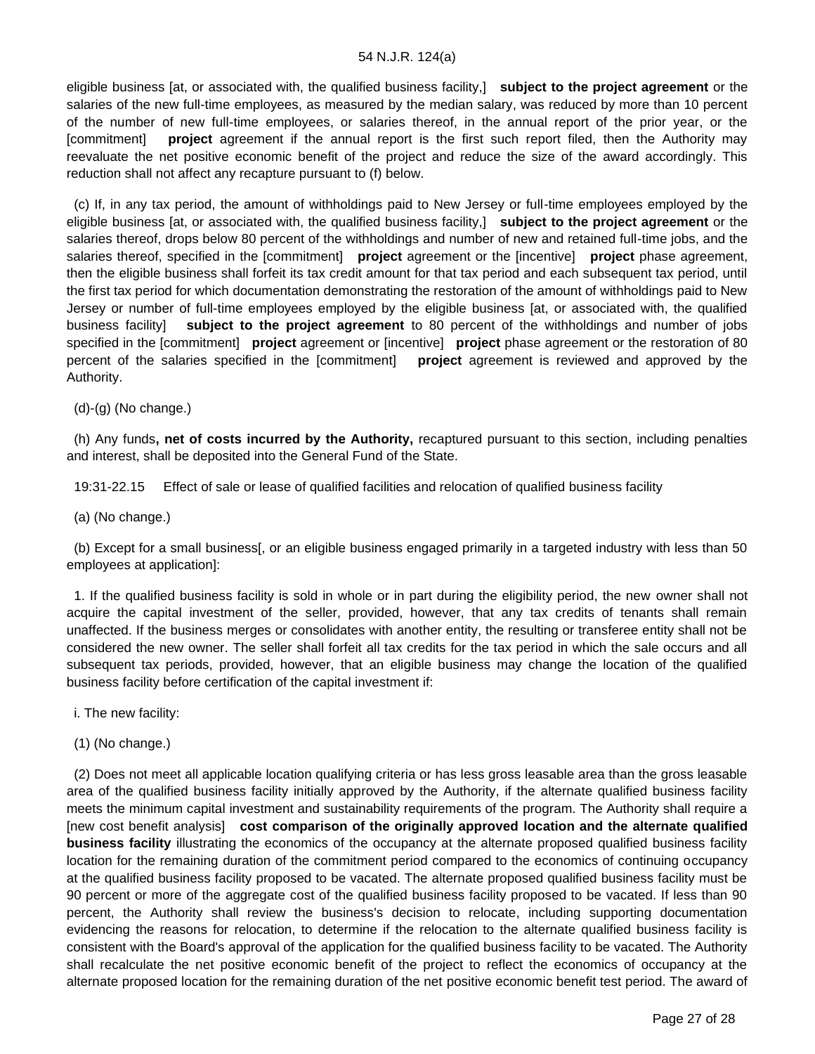eligible business [at, or associated with, the qualified business facility,] **subject to the project agreement** or the salaries of the new full-time employees, as measured by the median salary, was reduced by more than 10 percent of the number of new full-time employees, or salaries thereof, in the annual report of the prior year, or the [commitment] **project** agreement if the annual report is the first such report filed, then the Authority may reevaluate the net positive economic benefit of the project and reduce the size of the award accordingly. This reduction shall not affect any recapture pursuant to (f) below.

(c) If, in any tax period, the amount of withholdings paid to New Jersey or full-time employees employed by the eligible business [at, or associated with, the qualified business facility,] **subject to the project agreement** or the salaries thereof, drops below 80 percent of the withholdings and number of new and retained full-time jobs, and the salaries thereof, specified in the [commitment] **project** agreement or the [incentive] **project** phase agreement, then the eligible business shall forfeit its tax credit amount for that tax period and each subsequent tax period, until the first tax period for which documentation demonstrating the restoration of the amount of withholdings paid to New Jersey or number of full-time employees employed by the eligible business [at, or associated with, the qualified business facility] **subject to the project agreement** to 80 percent of the withholdings and number of jobs specified in the [commitment] **project** agreement or [incentive] **project** phase agreement or the restoration of 80 percent of the salaries specified in the [commitment] **project** agreement is reviewed and approved by the Authority.

(d)-(g) (No change.)

(h) Any funds**, net of costs incurred by the Authority,** recaptured pursuant to this section, including penalties and interest, shall be deposited into the General Fund of the State.

19:31-22.15 Effect of sale or lease of qualified facilities and relocation of qualified business facility

(a) (No change.)

(b) Except for a small business[, or an eligible business engaged primarily in a targeted industry with less than 50 employees at application]:

1. If the qualified business facility is sold in whole or in part during the eligibility period, the new owner shall not acquire the capital investment of the seller, provided, however, that any tax credits of tenants shall remain unaffected. If the business merges or consolidates with another entity, the resulting or transferee entity shall not be considered the new owner. The seller shall forfeit all tax credits for the tax period in which the sale occurs and all subsequent tax periods, provided, however, that an eligible business may change the location of the qualified business facility before certification of the capital investment if:

i. The new facility:

(1) (No change.)

(2) Does not meet all applicable location qualifying criteria or has less gross leasable area than the gross leasable area of the qualified business facility initially approved by the Authority, if the alternate qualified business facility meets the minimum capital investment and sustainability requirements of the program. The Authority shall require a [new cost benefit analysis] **cost comparison of the originally approved location and the alternate qualified business facility** illustrating the economics of the occupancy at the alternate proposed qualified business facility location for the remaining duration of the commitment period compared to the economics of continuing occupancy at the qualified business facility proposed to be vacated. The alternate proposed qualified business facility must be 90 percent or more of the aggregate cost of the qualified business facility proposed to be vacated. If less than 90 percent, the Authority shall review the business's decision to relocate, including supporting documentation evidencing the reasons for relocation, to determine if the relocation to the alternate qualified business facility is consistent with the Board's approval of the application for the qualified business facility to be vacated. The Authority shall recalculate the net positive economic benefit of the project to reflect the economics of occupancy at the alternate proposed location for the remaining duration of the net positive economic benefit test period. The award of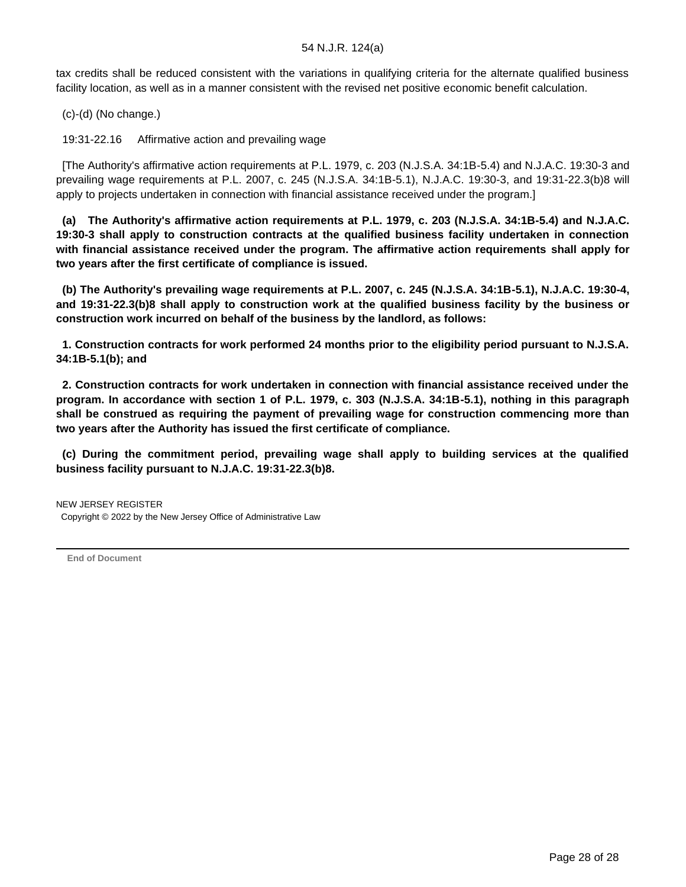tax credits shall be reduced consistent with the variations in qualifying criteria for the alternate qualified business facility location, as well as in a manner consistent with the revised net positive economic benefit calculation.

(c)-(d) (No change.)

19:31-22.16 Affirmative action and prevailing wage

[The Authority's affirmative action requirements at P.L. 1979, c. 203 (N.J.S.A. 34:1B-5.4) and N.J.A.C. 19:30-3 and prevailing wage requirements at P.L. 2007, c. 245 (N.J.S.A. 34:1B-5.1), N.J.A.C. 19:30-3, and 19:31-22.3(b)8 will apply to projects undertaken in connection with financial assistance received under the program.]

**(a) The Authority's affirmative action requirements at P.L. 1979, c. 203 (N.J.S.A. 34:1B-5.4) and N.J.A.C. 19:30-3 shall apply to construction contracts at the qualified business facility undertaken in connection with financial assistance received under the program. The affirmative action requirements shall apply for two years after the first certificate of compliance is issued.**

**(b) The Authority's prevailing wage requirements at P.L. 2007, c. 245 (N.J.S.A. 34:1B-5.1), N.J.A.C. 19:30-4, and 19:31-22.3(b)8 shall apply to construction work at the qualified business facility by the business or construction work incurred on behalf of the business by the landlord, as follows:**

**1. Construction contracts for work performed 24 months prior to the eligibility period pursuant to N.J.S.A. 34:1B-5.1(b); and**

**2. Construction contracts for work undertaken in connection with financial assistance received under the program. In accordance with section 1 of P.L. 1979, c. 303 (N.J.S.A. 34:1B-5.1), nothing in this paragraph shall be construed as requiring the payment of prevailing wage for construction commencing more than two years after the Authority has issued the first certificate of compliance.**

**(c) During the commitment period, prevailing wage shall apply to building services at the qualified business facility pursuant to N.J.A.C. 19:31-22.3(b)8.**

NEW JERSEY REGISTER
Copyright © 2022 by the New Jersey Office of Administrative Law

End of Document